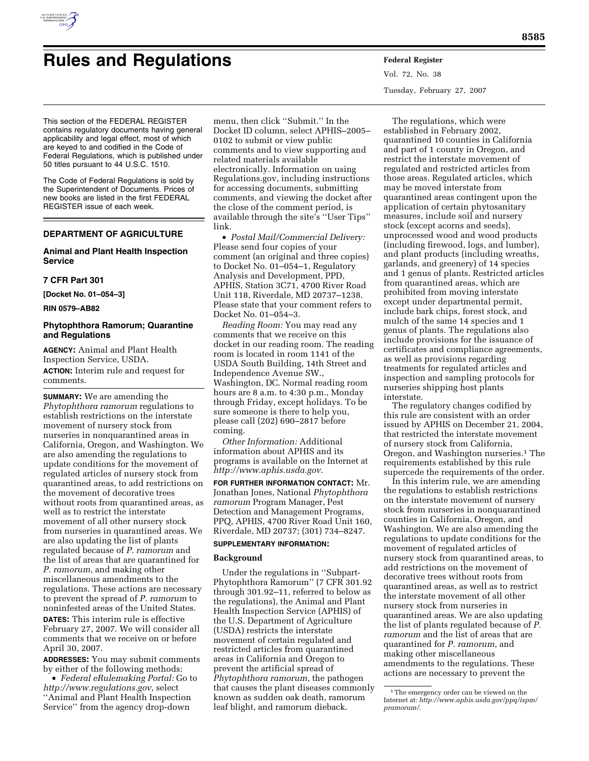# Rules and Regulations

This section of the FEDERAL REGISTER contains regulatory documents having general applicability and legal effect, most of which are keyed to and codified in the Code of Federal Regulations, which is published under 50 titles pursuant to 44 U.S.C. 1510.

The Code of Federal Regulations is sold by the Superintendent of Documents. Prices of new books are listed in the first FEDERAL REGISTER issue of each week.

## DEPARTMENT OF AGRICULTURE

### Animal and Plant Health Inspection Service

### 7 CFR Part 301

**[Docket No. 01–054–3]**

**RIN 0579–AB82**

### Phytophthora Ramorum; Quarantine and Regulations

**AGENCY:** Animal and Plant Health Inspection Service, USDA.

**ACTION:** Interim rule and request for comments.

**SUMMARY:** We are amending the *Phytophthora ramorum* regulations to establish restrictions on the interstate movement of nursery stock from nurseries in nonquarantined areas in California, Oregon, and Washington. We are also amending the regulations to update conditions for the movement of regulated articles of nursery stock from quarantined areas, to add restrictions on the movement of decorative trees without roots from quarantined areas, as well as to restrict the interstate movement of all other nursery stock from nurseries in quarantined areas. We are also updating the list of plants regulated because of *P. ramorum* and the list of areas that are quarantined for *P. ramorum*, and making other miscellaneous amendments to the regulations. These actions are necessary to prevent the spread of *P. ramorum* to noninfested areas of the United States.

**DATES:** This interim rule is effective February 27, 2007. We will consider all comments that we receive on or before April 30, 2007.

**ADDRESSES:** You may submit comments by either of the following methods:

- *Federal eRulemaking Portal:* Go to *http://www.regulations.gov*, select ''Animal and Plant Health Inspection Service'' from the agency drop-down menu, then click ''Submit.'' In the Docket ID column, select APHIS–2005–0102 to submit or view public comments and to view supporting and related materials available electronically. Information on using Regulations.gov, including instructions for accessing documents, submitting comments, and viewing the docket after the close of the comment period, is available through the site's ''User Tips'' link.
- *Postal Mail/Commercial Delivery:* Please send four copies of your comment (an original and three copies) to Docket No. 01–054–1, Regulatory Analysis and Development, PPD, APHIS, Station 3C71, 4700 River Road Unit 118, Riverdale, MD 20737–1238. Please state that your comment refers to Docket No. 01–054–3.

*Reading Room:* You may read any comments that we receive on this docket in our reading room. The reading room is located in room 1141 of the USDA South Building, 14th Street and Independence Avenue SW., Washington, DC. Normal reading room hours are 8 a.m. to 4:30 p.m., Monday through Friday, except holidays. To be sure someone is there to help you, please call (202) 690–2817 before coming.

*Other Information:* Additional information about APHIS and its programs is available on the Internet at *http://www.aphis.usda.gov*.

**FOR FURTHER INFORMATION CONTACT:** Mr. Jonathan Jones, National *Phytophthora ramorum* Program Manager, Pest Detection and Management Programs, PPQ, APHIS, 4700 River Road Unit 160, Riverdale, MD 20737; (301) 734–8247.

**SUPPLEMENTARY INFORMATION:**

## Background

Under the regulations in ''Subpart-Phytophthora Ramorum'' (7 CFR 301.92 through 301.92–11, referred to below as the regulations), the Animal and Plant Health Inspection Service (APHIS) of the U.S. Department of Agriculture (USDA) restricts the interstate movement of certain regulated and restricted articles from quarantined areas in California and Oregon to prevent the artificial spread of *Phytophthora ramorum*, the pathogen that causes the plant diseases commonly known as sudden oak death, ramorum leaf blight, and ramorum dieback.

The regulations, which were established in February 2002, quarantined 10 counties in California and part of 1 county in Oregon, and restrict the interstate movement of regulated and restricted articles from those areas. Regulated articles, which may be moved interstate from quarantined areas contingent upon the application of certain phytosanitary measures, include soil and nursery stock (except acorns and seeds), unprocessed wood and wood products (including firewood, logs, and lumber), and plant products (including wreaths, garlands, and greenery) of 14 species and 1 genus of plants. Restricted articles from quarantined areas, which are prohibited from moving interstate except under departmental permit, include bark chips, forest stock, and mulch of the same 14 species and 1 genus of plants. The regulations also include provisions for the issuance of certificates and compliance agreements, as well as provisions regarding treatments for regulated articles and inspection and sampling protocols for nurseries shipping host plants interstate.

The regulatory changes codified by this rule are consistent with an order issued by APHIS on December 21, 2004, that restricted the interstate movement of nursery stock from California, Oregon, and Washington nurseries.[1] The requirements established by this rule supercede the requirements of the order.

In this interim rule, we are amending the regulations to establish restrictions on the interstate movement of nursery stock from nurseries in nonquarantined counties in California, Oregon, and Washington. We are also amending the regulations to update conditions for the movement of regulated articles of nursery stock from quarantined areas, to add restrictions on the movement of decorative trees without roots from quarantined areas, as well as to restrict the interstate movement of all other nursery stock from nurseries in quarantined areas. We are also updating the list of plants regulated because of *P. ramorum* and the list of areas that are quarantined for *P. ramorum*, and making other miscellaneous amendments to the regulations. These actions are necessary to prevent the

[1] The emergency order can be viewed on the Internet at: *http://www.aphis.usda.gov/ppq/ispm/pramorum/*.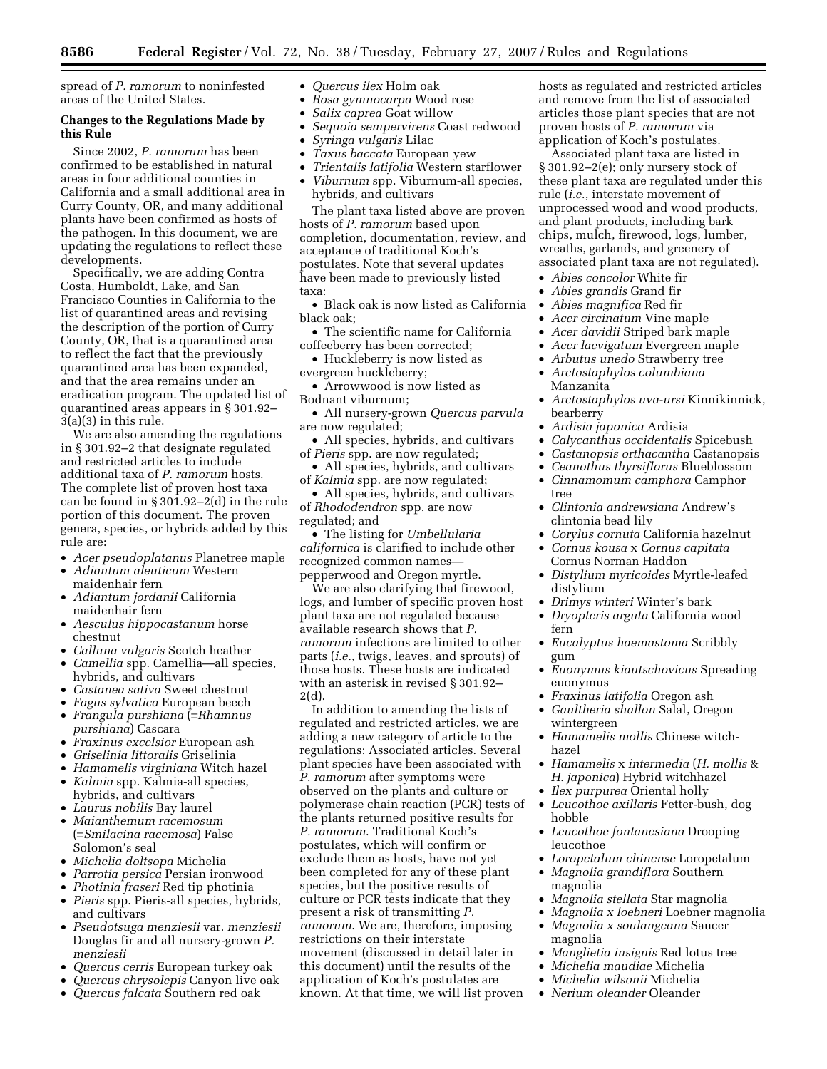spread of *P. ramorum* to noninfested areas of the United States.

**Changes to the Regulations Made by this Rule**

Since 2002, *P. ramorum* has been confirmed to be established in natural areas in four additional counties in California and a small additional area in Curry County, OR, and many additional plants have been confirmed as hosts of the pathogen. In this document, we are updating the regulations to reflect these developments.

Specifically, we are adding Contra Costa, Humboldt, Lake, and San Francisco Counties in California to the list of quarantined areas and revising the description of the portion of Curry County, OR, that is a quarantined area to reflect the fact that the previously quarantined area has been expanded, and that the area remains under an eradication program. The updated list of quarantined areas appears in § 301.92–3(a)(3) in this rule.

We are also amending the regulations in § 301.92–2 that designate regulated and restricted articles to include additional taxa of *P. ramorum* hosts. The complete list of proven host taxa can be found in § 301.92–2(d) in the rule portion of this document. The proven genera, species, or hybrids added by this rule are:

- *Acer pseudoplatanus* Planetree maple
- *Adiantum aleuticum* Western maidenhair fern
- *Adiantum jordanii* California maidenhair fern
- *Aesculus hippocastanum* horse chestnut
- *Calluna vulgaris* Scotch heather
- *Camellia* spp. Camellia—all species, hybrids, and cultivars
- *Castanea sativa* Sweet chestnut
- *Fagus sylvatica* European beech
- *Frangula purshiana* (≡*Rhamnus purshiana*) Cascara
- *Fraxinus excelsior* European ash
- *Griselinia littoralis* Griselinia
- *Hamamelis virginiana* Witch hazel
- *Kalmia* spp. Kalmia-all species, hybrids, and cultivars
- *Laurus nobilis* Bay laurel
- *Maianthemum racemosum* (≡*Smilacina racemosa*) False Solomon's seal
- *Michelia doltsopa* Michelia
- *Parrotia persica* Persian ironwood
- *Photinia fraseri* Red tip photinia
- *Pieris* spp. Pieris-all species, hybrids, and cultivars
- *Pseudotsuga menziesii* var. *menziesii* Douglas fir and all nursery-grown *P. menziesii*
- *Quercus cerris* European turkey oak
- *Quercus chrysolepis* Canyon live oak
- *Quercus falcata* Southern red oak
- *Quercus ilex* Holm oak
- *Rosa gymnocarpa* Wood rose
- *Salix caprea* Goat willow
- *Sequoia sempervirens* Coast redwood
- *Syringa vulgaris* Lilac
- *Taxus baccata* European yew
- *Trientalis latifolia* Western starflower
- *Viburnum* spp. Viburnum-all species, hybrids, and cultivars

The plant taxa listed above are proven hosts of *P. ramorum* based upon completion, documentation, review, and acceptance of traditional Koch's postulates. Note that several updates have been made to previously listed taxa:

- Black oak is now listed as California black oak;
- The scientific name for California coffeeberry has been corrected;
- Huckleberry is now listed as evergreen huckleberry;
- Arrowwood is now listed as Bodnant viburnum;
- All nursery-grown *Quercus parvula* are now regulated;
- All species, hybrids, and cultivars of *Pieris* spp. are now regulated;
- All species, hybrids, and cultivars of *Kalmia* spp. are now regulated;
- All species, hybrids, and cultivars of *Rhododendron* spp. are now regulated; and
- The listing for *Umbellularia californica* is clarified to include other recognized common names—pepperwood and Oregon myrtle.

We are also clarifying that firewood, logs, and lumber of specific proven host plant taxa are not regulated because available research shows that *P. ramorum* infections are limited to other parts (*i.e.*, twigs, leaves, and sprouts) of those hosts. These hosts are indicated with an asterisk in revised § 301.92–2(d).

In addition to amending the lists of regulated and restricted articles, we are adding a new category of article to the regulations: Associated articles. Several plant species have been associated with *P. ramorum* after symptoms were observed on the plants and culture or polymerase chain reaction (PCR) tests of the plants returned positive results for *P. ramorum*. Traditional Koch's postulates, which will confirm or exclude them as hosts, have not yet been completed for any of these plant species, but the positive results of culture or PCR tests indicate that they present a risk of transmitting *P. ramorum*. We are, therefore, imposing restrictions on their interstate movement (discussed in detail later in this document) until the results of the application of Koch's postulates are known. At that time, we will list proven hosts as regulated and restricted articles and remove from the list of associated articles those plant species that are not proven hosts of *P. ramorum* via application of Koch's postulates.

Associated plant taxa are listed in § 301.92–2(e); only nursery stock of these plant taxa are regulated under this rule (*i.e.*, interstate movement of unprocessed wood and wood products, and plant products, including bark chips, mulch, firewood, logs, lumber, wreaths, garlands, and greenery of associated plant taxa are not regulated).

- *Abies concolor* White fir
- *Abies grandis* Grand fir
- *Abies magnifica* Red fir
- *Acer circinatum* Vine maple
- *Acer davidii* Striped bark maple
- *Acer laevigatum* Evergreen maple
- *Arbutus unedo* Strawberry tree
- *Arctostaphylos columbiana* Manzanita
- *Arctostaphylos uva-ursi* Kinnikinnick, bearberry
- *Ardisia japonica* Ardisia
- *Calycanthus occidentalis* Spicebush
- *Castanopsis orthacantha* Castanopsis
- *Ceanothus thyrsiflorus* Blueblossom
- *Cinnamomum camphora* Camphor tree
- *Clintonia andrewsiana* Andrew's clintonia bead lily
- *Corylus cornuta* California hazelnut
- *Cornus kousa* x *Cornus capitata* Cornus Norman Haddon
- *Distylium myricoides* Myrtle-leafed distylium
- *Drimys winteri* Winter's bark
- *Dryopteris arguta* California wood fern
- *Eucalyptus haemastoma* Scribbly gum
- *Euonymus kiautschovicus* Spreading euonymus
- *Fraxinus latifolia* Oregon ash
- *Gaultheria shallon* Salal, Oregon wintergreen
- *Hamamelis mollis* Chinese witch-hazel
- *Hamamelis* x *intermedia* (*H. mollis* & *H. japonica*) Hybrid witchhazel
- *Ilex purpurea* Oriental holly
- *Leucothoe axillaris* Fetter-bush, dog hobble
- *Leucothoe fontanesiana* Drooping leucothoe
- *Loropetalum chinense* Loropetalum
- *Magnolia grandiflora* Southern magnolia
- *Magnolia stellata* Star magnolia
- *Magnolia x loebneri* Loebner magnolia
- *Magnolia x soulangeana* Saucer magnolia
- *Manglietia insignis* Red lotus tree
- *Michelia maudiae* Michelia
- *Michelia wilsonii* Michelia
- *Nerium oleander* Oleander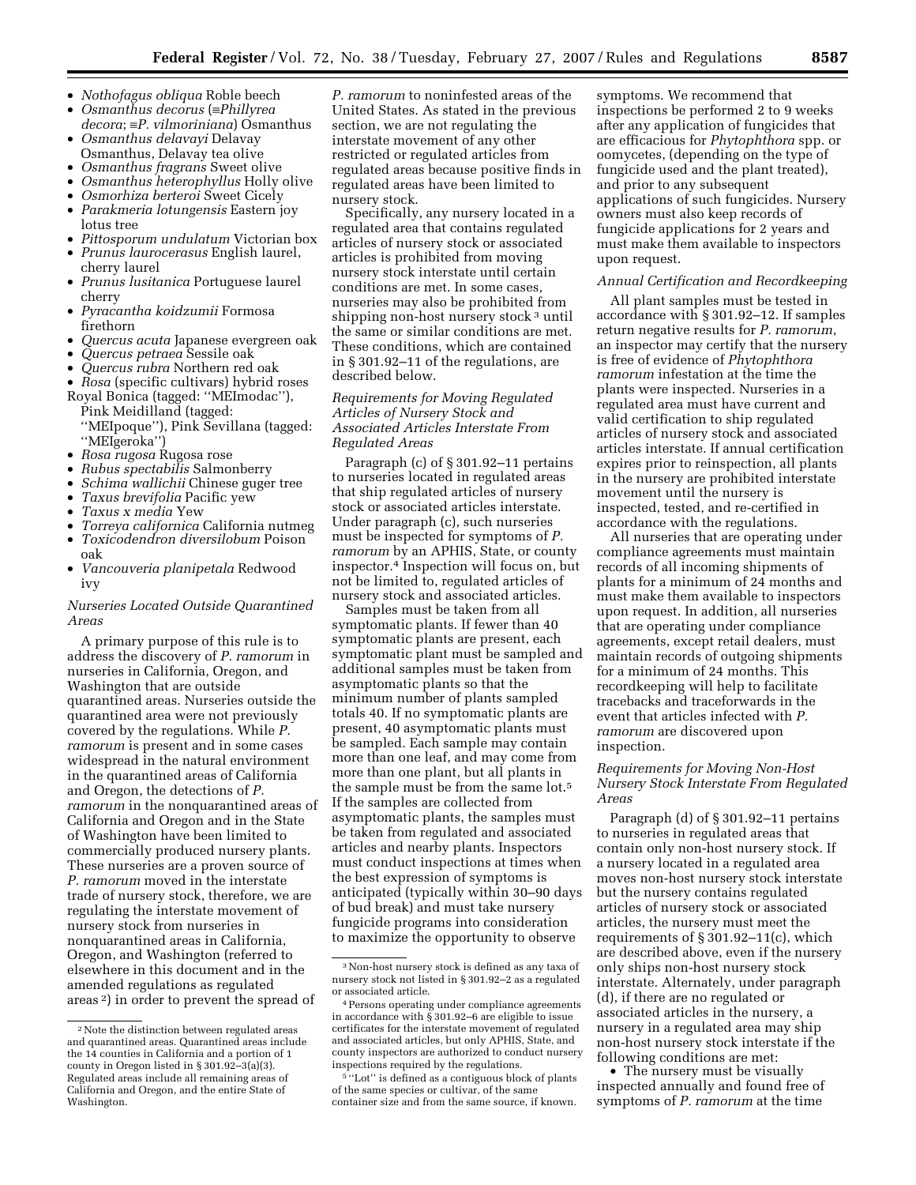- *Nothofagus obliqua* Roble beech
- *Osmanthus decorus* (≡*Phillyrea decora*; ≡*P. vilmoriniana*) Osmanthus
- *Osmanthus delavayi* Delavay Osmanthus, Delavay tea olive
- *Osmanthus fragrans* Sweet olive
- *Osmanthus heterophyllus* Holly olive
- *Osmorhiza berteroi* Sweet Cicely
- *Parakmeria lotungensis* Eastern joy lotus tree
- *Pittosporum undulatum* Victorian box
- *Prunus laurocerasus* English laurel, cherry laurel
- *Prunus lusitanica* Portuguese laurel cherry
- *Pyracantha koidzumii* Formosa firethorn
- *Quercus acuta* Japanese evergreen oak
- *Quercus petraea* Sessile oak
- *Quercus rubra* Northern red oak
- *Rosa* (specific cultivars) hybrid roses Royal Bonica (tagged: ''MEImodac''), Pink Meidilland (tagged: ''MEIpoque''), Pink Sevillana (tagged: ''MEIgeroka'')
- *Rosa rugosa* Rugosa rose
- *Rubus spectabilis* Salmonberry
- *Schima wallichii* Chinese guger tree
- *Taxus brevifolia* Pacific yew
- *Taxus x media* Yew
- *Torreya californica* California nutmeg
- *Toxicodendron diversilobum* Poison oak
- *Vancouveria planipetala* Redwood ivy

*Nurseries Located Outside Quarantined Areas*

A primary purpose of this rule is to address the discovery of *P. ramorum* in nurseries in California, Oregon, and Washington that are outside quarantined areas. Nurseries outside the quarantined area were not previously covered by the regulations. While *P. ramorum* is present and in some cases widespread in the natural environment in the quarantined areas of California and Oregon, the detections of *P. ramorum* in the nonquarantined areas of California and Oregon and in the State of Washington have been limited to commercially produced nursery plants. These nurseries are a proven source of *P. ramorum* moved in the interstate trade of nursery stock, therefore, we are regulating the interstate movement of nursery stock from nurseries in nonquarantined areas in California, Oregon, and Washington (referred to elsewhere in this document and in the amended regulations as regulated areas [2]) in order to prevent the spread of *P. ramorum* to noninfested areas of the United States. As stated in the previous section, we are not regulating the interstate movement of any other restricted or regulated articles from regulated areas because positive finds in regulated areas have been limited to nursery stock.

Specifically, any nursery located in a regulated area that contains regulated articles of nursery stock or associated articles is prohibited from moving nursery stock interstate until certain conditions are met. In some cases, nurseries may also be prohibited from shipping non-host nursery stock [3] until the same or similar conditions are met. These conditions, which are contained in § 301.92–11 of the regulations, are described below.

*Requirements for Moving Regulated Articles of Nursery Stock and Associated Articles Interstate From Regulated Areas*

Paragraph (c) of § 301.92–11 pertains to nurseries located in regulated areas that ship regulated articles of nursery stock or associated articles interstate. Under paragraph (c), such nurseries must be inspected for symptoms of *P. ramorum* by an APHIS, State, or county inspector.[4] Inspection will focus on, but not be limited to, regulated articles of nursery stock and associated articles.

Samples must be taken from all symptomatic plants. If fewer than 40 symptomatic plants are present, each symptomatic plant must be sampled and additional samples must be taken from asymptomatic plants so that the minimum number of plants sampled totals 40. If no symptomatic plants are present, 40 asymptomatic plants must be sampled. Each sample may contain more than one leaf, and may come from more than one plant, but all plants in the sample must be from the same lot.[5] If the samples are collected from asymptomatic plants, the samples must be taken from regulated and associated articles and nearby plants. Inspectors must conduct inspections at times when the best expression of symptoms is anticipated (typically within 30–90 days of bud break) and must take nursery fungicide programs into consideration to maximize the opportunity to observe symptoms. We recommend that inspections be performed 2 to 9 weeks after any application of fungicides that are efficacious for *Phytophthora* spp. or oomycetes, (depending on the type of fungicide used and the plant treated), and prior to any subsequent applications of such fungicides. Nursery owners must also keep records of fungicide applications for 2 years and must make them available to inspectors upon request.

*Annual Certification and Recordkeeping*

All plant samples must be tested in accordance with § 301.92–12. If samples return negative results for *P. ramorum*, an inspector may certify that the nursery is free of evidence of *Phytophthora ramorum* infestation at the time the plants were inspected. Nurseries in a regulated area must have current and valid certification to ship regulated articles of nursery stock and associated articles interstate. If annual certification expires prior to reinspection, all plants in the nursery are prohibited interstate movement until the nursery is inspected, tested, and re-certified in accordance with the regulations.

All nurseries that are operating under compliance agreements must maintain records of all incoming shipments of plants for a minimum of 24 months and must make them available to inspectors upon request. In addition, all nurseries that are operating under compliance agreements, except retail dealers, must maintain records of outgoing shipments for a minimum of 24 months. This recordkeeping will help to facilitate tracebacks and traceforwards in the event that articles infected with *P. ramorum* are discovered upon inspection.

*Requirements for Moving Non-Host Nursery Stock Interstate From Regulated Areas*

Paragraph (d) of § 301.92–11 pertains to nurseries in regulated areas that contain only non-host nursery stock. If a nursery located in a regulated area moves non-host nursery stock interstate but the nursery contains regulated articles of nursery stock or associated articles, the nursery must meet the requirements of § 301.92–11(c), which are described above, even if the nursery only ships non-host nursery stock interstate. Alternately, under paragraph (d), if there are no regulated or associated articles in the nursery, a nursery in a regulated area may ship non-host nursery stock interstate if the following conditions are met:

- The nursery must be visually inspected annually and found free of symptoms of *P. ramorum* at the time

---

[2] Note the distinction between regulated areas and quarantined areas. Quarantined areas include the 14 counties in California and a portion of 1 county in Oregon listed in § 301.92–3(a)(3). Regulated areas include all remaining areas of California and Oregon, and the entire State of Washington.

[3] Non-host nursery stock is defined as any taxa of nursery stock not listed in § 301.92–2 as a regulated or associated article.

[4] Persons operating under compliance agreements in accordance with § 301.92–6 are eligible to issue certificates for the interstate movement of regulated and associated articles, but only APHIS, State, and county inspectors are authorized to conduct nursery inspections required by the regulations.

[5] ''Lot'' is defined as a contiguous block of plants of the same species or cultivar, of the same container size and from the same source, if known.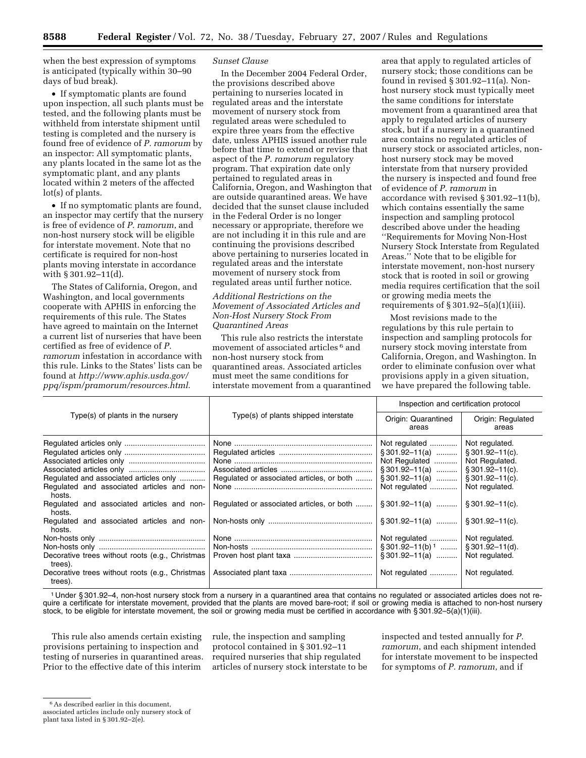when the best expression of symptoms is anticipated (typically within 30–90 days of bud break).

- If symptomatic plants are found upon inspection, all such plants must be tested, and the following plants must be withheld from interstate shipment until testing is completed and the nursery is found free of evidence of *P. ramorum* by an inspector: All symptomatic plants, any plants located in the same lot as the symptomatic plant, and any plants located within 2 meters of the affected lot(s) of plants.

- If no symptomatic plants are found, an inspector may certify that the nursery is free of evidence of *P. ramorum*, and non-host nursery stock will be eligible for interstate movement. Note that no certificate is required for non-host plants moving interstate in accordance with § 301.92–11(d).

The States of California, Oregon, and Washington, and local governments cooperate with APHIS in enforcing the requirements of this rule. The States have agreed to maintain on the Internet a current list of nurseries that have been certified as free of evidence of *P. ramorum* infestation in accordance with this rule. Links to the States' lists can be found at *http://www.aphis.usda.gov/ppq/ispm/pramorum/resources.html.*

*Sunset Clause*

In the December 2004 Federal Order, the provisions described above pertaining to nurseries located in regulated areas and the interstate movement of nursery stock from regulated areas were scheduled to expire three years from the effective date, unless APHIS issued another rule before that time to extend or revise that aspect of the *P. ramorum* regulatory program. That expiration date only pertained to regulated areas in California, Oregon, and Washington that are outside quarantined areas. We have decided that the sunset clause included in the Federal Order is no longer necessary or appropriate, therefore we are not including it in this rule and are continuing the provisions described above pertaining to nurseries located in regulated areas and the interstate movement of nursery stock from regulated areas until further notice.

*Additional Restrictions on the Movement of Associated Articles and Non-Host Nursery Stock From Quarantined Areas*

This rule also restricts the interstate movement of associated articles [6] and non-host nursery stock from quarantined areas. Associated articles must meet the same conditions for interstate movement from a quarantined area that apply to regulated articles of nursery stock; those conditions can be found in revised § 301.92–11(a). Non-host nursery stock must typically meet the same conditions for interstate movement from a quarantined area that apply to regulated articles of nursery stock, but if a nursery in a quarantined area contains no regulated articles of nursery stock or associated articles, non-host nursery stock may be moved interstate from that nursery provided the nursery is inspected and found free of evidence of *P. ramorum* in accordance with revised § 301.92–11(b), which contains essentially the same inspection and sampling protocol described above under the heading "Requirements for Moving Non-Host Nursery Stock Interstate from Regulated Areas." Note that to be eligible for interstate movement, non-host nursery stock that is rooted in soil or growing media requires certification that the soil or growing media meets the requirements of § 301.92–5(a)(1)(iii).

Most revisions made to the regulations by this rule pertain to inspection and sampling protocols for nursery stock moving interstate from California, Oregon, and Washington. In order to eliminate confusion over what provisions apply in a given situation, we have prepared the following table.

| Type(s) of plants in the nursery | Type(s) of plants shipped interstate | Inspection and certification protocol | |
|---|---|---|---|
| | | Origin: Quarantined areas | Origin: Regulated areas |
| Regulated articles only | None | Not regulated | Not regulated. |
| Regulated articles only | Regulated articles | § 301.92–11(a) | § 301.92–11(c). |
| Associated articles only | None | Not Regulated | Not Regulated. |
| Associated articles only | Associated articles | § 301.92–11(a) | § 301.92–11(c). |
| Regulated and associated articles only | Regulated or associated articles, or both | § 301.92–11(a) | § 301.92–11(c). |
| Regulated and associated articles and non-hosts. | None | Not regulated | Not regulated. |
| Regulated and associated articles and non-hosts. | Regulated or associated articles, or both | § 301.92–11(a) | § 301.92–11(c). |
| Regulated and associated articles and non-hosts. | Non-hosts only | § 301.92–11(a) | § 301.92–11(c). |
| Non-hosts only | None | Not regulated | Not regulated. |
| Non-hosts only | Non-hosts | § 301.92–11(b) [1] | § 301.92–11(d). |
| Decorative trees without roots (e.g., Christmas trees). | Proven host plant taxa | § 301.92–11(a) | Not regulated. |
| Decorative trees without roots (e.g., Christmas trees). | Associated plant taxa | Not regulated | Not regulated. |

[1] Under § 301.92–4, non-host nursery stock from a nursery in a quarantined area that contains no regulated or associated articles does not require a certificate for interstate movement, provided that the plants are moved bare-root; if soil or growing media is attached to non-host nursery stock, to be eligible for interstate movement, the soil or growing media must be certified in accordance with § 301.92–5(a)(1)(iii).

This rule also amends certain existing provisions pertaining to inspection and testing of nurseries in quarantined areas. Prior to the effective date of this interim rule, the inspection and sampling protocol contained in § 301.92–11 required nurseries that ship regulated articles of nursery stock interstate to be inspected and tested annually for *P. ramorum*, and each shipment intended for interstate movement to be inspected for symptoms of *P. ramorum*, and if

[6] As described earlier in this document, associated articles include only nursery stock of plant taxa listed in § 301.92–2(e).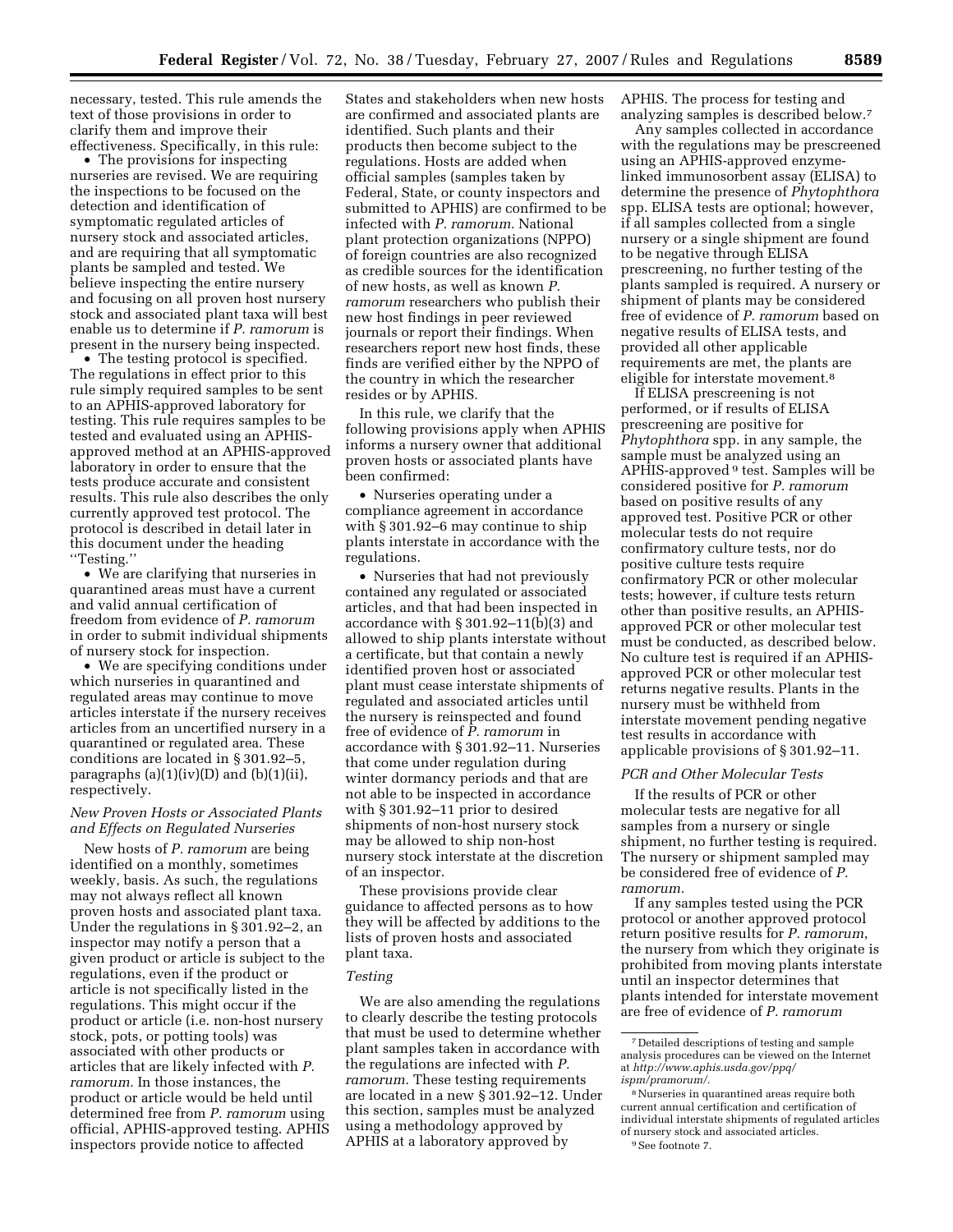necessary, tested. This rule amends the text of those provisions in order to clarify them and improve their effectiveness. Specifically, in this rule:

- The provisions for inspecting nurseries are revised. We are requiring the inspections to be focused on the detection and identification of symptomatic regulated articles of nursery stock and associated articles, and are requiring that all symptomatic plants be sampled and tested. We believe inspecting the entire nursery and focusing on all proven host nursery stock and associated plant taxa will best enable us to determine if *P. ramorum* is present in the nursery being inspected.
- The testing protocol is specified. The regulations in effect prior to this rule simply required samples to be sent to an APHIS-approved laboratory for testing. This rule requires samples to be tested and evaluated using an APHIS-approved method at an APHIS-approved laboratory in order to ensure that the tests produce accurate and consistent results. This rule also describes the only currently approved test protocol. The protocol is described in detail later in this document under the heading ''Testing.''
- We are clarifying that nurseries in quarantined areas must have a current and valid annual certification of freedom from evidence of *P. ramorum* in order to submit individual shipments of nursery stock for inspection.
- We are specifying conditions under which nurseries in quarantined and regulated areas may continue to move articles interstate if the nursery receives articles from an uncertified nursery in a quarantined or regulated area. These conditions are located in § 301.92–5, paragraphs (a)(1)(iv)(D) and (b)(1)(ii), respectively.

*New Proven Hosts or Associated Plants and Effects on Regulated Nurseries*

New hosts of *P. ramorum* are being identified on a monthly, sometimes weekly, basis. As such, the regulations may not always reflect all known proven hosts and associated plant taxa. Under the regulations in § 301.92–2, an inspector may notify a person that a given product or article is subject to the regulations, even if the product or article is not specifically listed in the regulations. This might occur if the product or article (i.e. non-host nursery stock, pots, or potting tools) was associated with other products or articles that are likely infected with *P. ramorum.* In those instances, the product or article would be held until determined free from *P. ramorum* using official, APHIS-approved testing. APHIS inspectors provide notice to affected States and stakeholders when new hosts are confirmed and associated plants are identified. Such plants and their products then become subject to the regulations. Hosts are added when official samples (samples taken by Federal, State, or county inspectors and submitted to APHIS) are confirmed to be infected with *P. ramorum.* National plant protection organizations (NPPO) of foreign countries are also recognized as credible sources for the identification of new hosts, as well as known *P. ramorum* researchers who publish their new host findings in peer reviewed journals or report their findings. When researchers report new host finds, these finds are verified either by the NPPO of the country in which the researcher resides or by APHIS.

In this rule, we clarify that the following provisions apply when APHIS informs a nursery owner that additional proven hosts or associated plants have been confirmed:

- Nurseries operating under a compliance agreement in accordance with § 301.92–6 may continue to ship plants interstate in accordance with the regulations.
- Nurseries that had not previously contained any regulated or associated articles, and that had been inspected in accordance with § 301.92–11(b)(3) and allowed to ship plants interstate without a certificate, but that contain a newly identified proven host or associated plant must cease interstate shipments of regulated and associated articles until the nursery is reinspected and found free of evidence of *P. ramorum* in accordance with § 301.92–11. Nurseries that come under regulation during winter dormancy periods and that are not able to be inspected in accordance with § 301.92–11 prior to desired shipments of non-host nursery stock may be allowed to ship non-host nursery stock interstate at the discretion of an inspector.

These provisions provide clear guidance to affected persons as to how they will be affected by additions to the lists of proven hosts and associated plant taxa.

*Testing*

We are also amending the regulations to clearly describe the testing protocols that must be used to determine whether plant samples taken in accordance with the regulations are infected with *P. ramorum.* These testing requirements are located in a new § 301.92–12. Under this section, samples must be analyzed using a methodology approved by APHIS at a laboratory approved by APHIS. The process for testing and analyzing samples is described below.[7]

Any samples collected in accordance with the regulations may be prescreened using an APHIS-approved enzyme-linked immunosorbent assay (ELISA) to determine the presence of *Phytophthora* spp. ELISA tests are optional; however, if all samples collected from a single nursery or a single shipment are found to be negative through ELISA prescreening, no further testing of the plants sampled is required. A nursery or shipment of plants may be considered free of evidence of *P. ramorum* based on negative results of ELISA tests, and provided all other applicable requirements are met, the plants are eligible for interstate movement.[8]

If ELISA prescreening is not performed, or if results of ELISA prescreening are positive for *Phytophthora* spp. in any sample, the sample must be analyzed using an APHIS-approved[9] test. Samples will be considered positive for *P. ramorum* based on positive results of any approved test. Positive PCR or other molecular tests do not require confirmatory culture tests, nor do positive culture tests require confirmatory PCR or other molecular tests; however, if culture tests return other than positive results, an APHIS-approved PCR or other molecular test must be conducted, as described below. No culture test is required if an APHIS-approved PCR or other molecular test returns negative results. Plants in the nursery must be withheld from interstate movement pending negative test results in accordance with applicable provisions of § 301.92–11.

*PCR and Other Molecular Tests*

If the results of PCR or other molecular tests are negative for all samples from a nursery or single shipment, no further testing is required. The nursery or shipment sampled may be considered free of evidence of *P. ramorum.*

If any samples tested using the PCR protocol or another approved protocol return positive results for *P. ramorum*, the nursery from which they originate is prohibited from moving plants interstate until an inspector determines that plants intended for interstate movement are free of evidence of *P. ramorum*

---

[7] Detailed descriptions of testing and sample analysis procedures can be viewed on the Internet at *http://www.aphis.usda.gov/ppq/ispm/pramorum/.*

[8] Nurseries in quarantined areas require both current annual certification and certification of individual interstate shipments of regulated articles of nursery stock and associated articles.

[9] See footnote 7.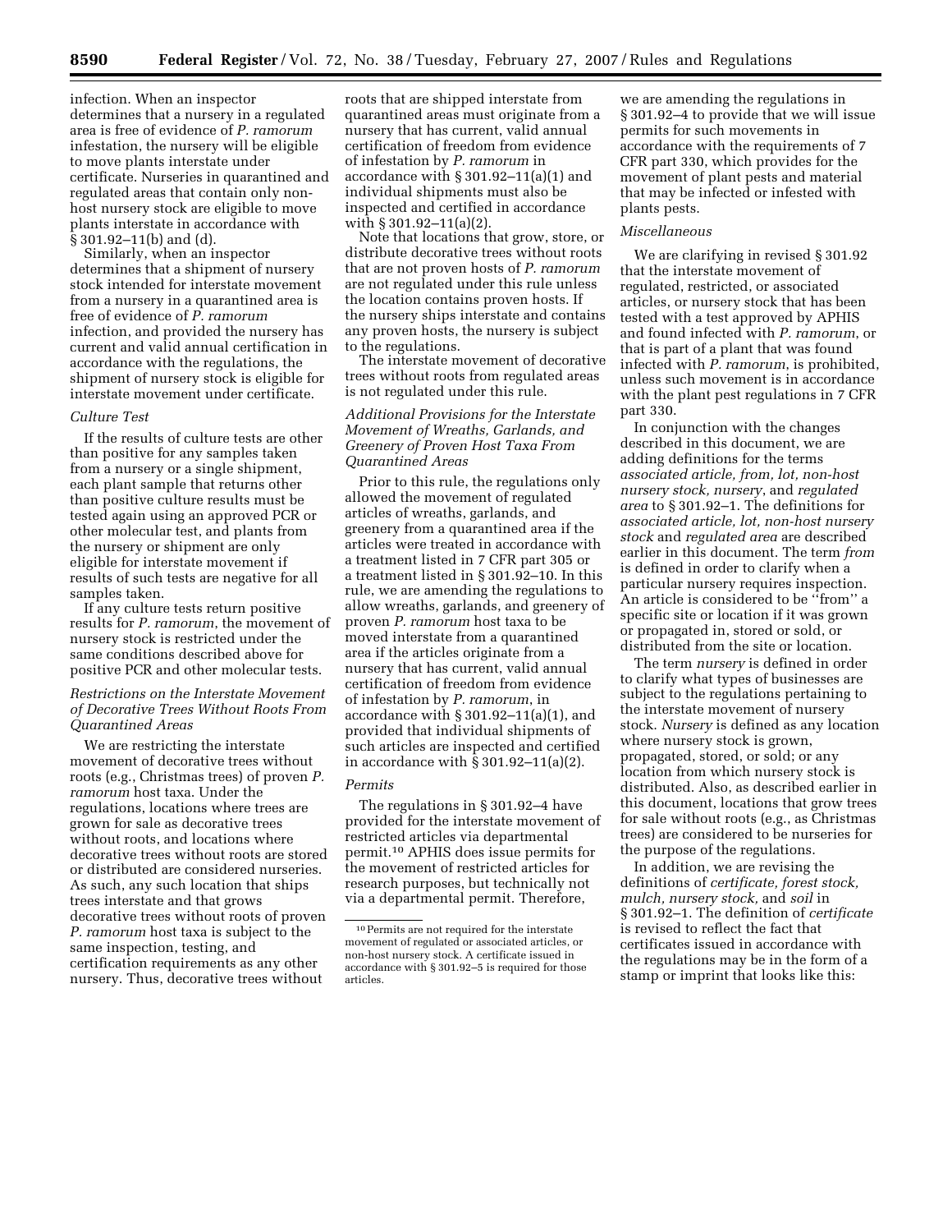infection. When an inspector determines that a nursery in a regulated area is free of evidence of *P. ramorum* infestation, the nursery will be eligible to move plants interstate under certificate. Nurseries in quarantined and regulated areas that contain only non-host nursery stock are eligible to move plants interstate in accordance with § 301.92–11(b) and (d).

Similarly, when an inspector determines that a shipment of nursery stock intended for interstate movement from a nursery in a quarantined area is free of evidence of *P. ramorum* infection, and provided the nursery has current and valid annual certification in accordance with the regulations, the shipment of nursery stock is eligible for interstate movement under certificate.

*Culture Test*

If the results of culture tests are other than positive for any samples taken from a nursery or a single shipment, each plant sample that returns other than positive culture results must be tested again using an approved PCR or other molecular test, and plants from the nursery or shipment are only eligible for interstate movement if results of such tests are negative for all samples taken.

If any culture tests return positive results for *P. ramorum*, the movement of nursery stock is restricted under the same conditions described above for positive PCR and other molecular tests.

*Restrictions on the Interstate Movement of Decorative Trees Without Roots From Quarantined Areas*

We are restricting the interstate movement of decorative trees without roots (e.g., Christmas trees) of proven *P. ramorum* host taxa. Under the regulations, locations where trees are grown for sale as decorative trees without roots, and locations where decorative trees without roots are stored or distributed are considered nurseries. As such, any such location that ships trees interstate and that grows decorative trees without roots of proven *P. ramorum* host taxa is subject to the same inspection, testing, and certification requirements as any other nursery. Thus, decorative trees without roots that are shipped interstate from quarantined areas must originate from a nursery that has current, valid annual certification of freedom from evidence of infestation by *P. ramorum* in accordance with § 301.92–11(a)(1) and individual shipments must also be inspected and certified in accordance with § 301.92–11(a)(2).

Note that locations that grow, store, or distribute decorative trees without roots that are not proven hosts of *P. ramorum* are not regulated under this rule unless the location contains proven hosts. If the nursery ships interstate and contains any proven hosts, the nursery is subject to the regulations.

The interstate movement of decorative trees without roots from regulated areas is not regulated under this rule.

*Additional Provisions for the Interstate Movement of Wreaths, Garlands, and Greenery of Proven Host Taxa From Quarantined Areas*

Prior to this rule, the regulations only allowed the movement of regulated articles of wreaths, garlands, and greenery from a quarantined area if the articles were treated in accordance with a treatment listed in 7 CFR part 305 or a treatment listed in § 301.92–10. In this rule, we are amending the regulations to allow wreaths, garlands, and greenery of proven *P. ramorum* host taxa to be moved interstate from a quarantined area if the articles originate from a nursery that has current, valid annual certification of freedom from evidence of infestation by *P. ramorum*, in accordance with § 301.92–11(a)(1), and provided that individual shipments of such articles are inspected and certified in accordance with § 301.92–11(a)(2).

*Permits*

The regulations in § 301.92–4 have provided for the interstate movement of restricted articles via departmental permit.[10] APHIS does issue permits for the movement of restricted articles for research purposes, but technically not via a departmental permit. Therefore, we are amending the regulations in § 301.92–4 to provide that we will issue permits for such movements in accordance with the requirements of 7 CFR part 330, which provides for the movement of plant pests and material that may be infected or infested with plants pests.

*Miscellaneous*

We are clarifying in revised § 301.92 that the interstate movement of regulated, restricted, or associated articles, or nursery stock that has been tested with a test approved by APHIS and found infected with *P. ramorum*, or that is part of a plant that was found infected with *P. ramorum*, is prohibited, unless such movement is in accordance with the plant pest regulations in 7 CFR part 330.

In conjunction with the changes described in this document, we are adding definitions for the terms *associated article, from, lot, non-host nursery stock, nursery*, and *regulated area* to § 301.92–1. The definitions for *associated article, lot, non-host nursery stock* and *regulated area* are described earlier in this document. The term *from* is defined in order to clarify when a particular nursery requires inspection. An article is considered to be ''from'' a specific site or location if it was grown or propagated in, stored or sold, or distributed from the site or location.

The term *nursery* is defined in order to clarify what types of businesses are subject to the regulations pertaining to the interstate movement of nursery stock. *Nursery* is defined as any location where nursery stock is grown, propagated, stored, or sold; or any location from which nursery stock is distributed. Also, as described earlier in this document, locations that grow trees for sale without roots (e.g., as Christmas trees) are considered to be nurseries for the purpose of the regulations.

In addition, we are revising the definitions of *certificate, forest stock, mulch, nursery stock,* and *soil* in § 301.92–1. The definition of *certificate* is revised to reflect the fact that certificates issued in accordance with the regulations may be in the form of a stamp or imprint that looks like this:

---

[10] Permits are not required for the interstate movement of regulated or associated articles, or non-host nursery stock. A certificate issued in accordance with § 301.92–5 is required for those articles.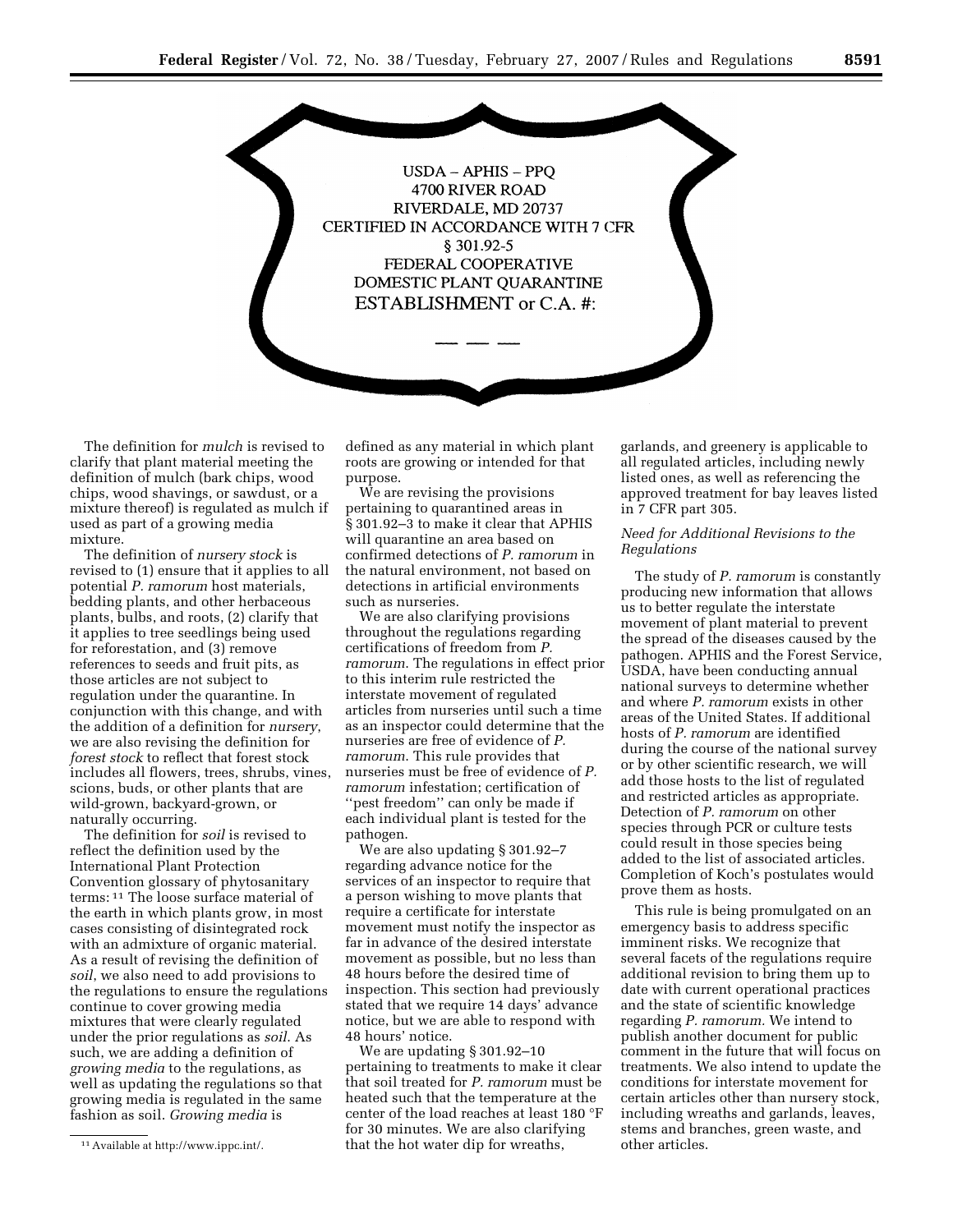USDA – APHIS – PPQ
4700 RIVER ROAD
RIVERDALE, MD 20737
CERTIFIED IN ACCORDANCE WITH 7 CFR
§ 301.92-5
FEDERAL COOPERATIVE
DOMESTIC PLANT QUARANTINE
ESTABLISHMENT or C.A. #:

\_\_ \_\_ \_\_

The definition for *mulch* is revised to clarify that plant material meeting the definition of mulch (bark chips, wood chips, wood shavings, or sawdust, or a mixture thereof) is regulated as mulch if used as part of a growing media mixture.

The definition of *nursery stock* is revised to (1) ensure that it applies to all potential *P. ramorum* host materials, bedding plants, and other herbaceous plants, bulbs, and roots, (2) clarify that it applies to tree seedlings being used for reforestation, and (3) remove references to seeds and fruit pits, as those articles are not subject to regulation under the quarantine. In conjunction with this change, and with the addition of a definition for *nursery*, we are also revising the definition for *forest stock* to reflect that forest stock includes all flowers, trees, shrubs, vines, scions, buds, or other plants that are wild-grown, backyard-grown, or naturally occurring.

The definition for *soil* is revised to reflect the definition used by the International Plant Protection Convention glossary of phytosanitary terms:[11] The loose surface material of the earth in which plants grow, in most cases consisting of disintegrated rock with an admixture of organic material. As a result of revising the definition of *soil*, we also need to add provisions to the regulations to ensure the regulations continue to cover growing media mixtures that were clearly regulated under the prior regulations as *soil*. As such, we are adding a definition of *growing media* to the regulations, as well as updating the regulations so that growing media is regulated in the same fashion as soil. *Growing media* is defined as any material in which plant roots are growing or intended for that purpose.

We are revising the provisions pertaining to quarantined areas in § 301.92–3 to make it clear that APHIS will quarantine an area based on confirmed detections of *P. ramorum* in the natural environment, not based on detections in artificial environments such as nurseries.

We are also clarifying provisions throughout the regulations regarding certifications of freedom from *P. ramorum*. The regulations in effect prior to this interim rule restricted the interstate movement of regulated articles from nurseries until such a time as an inspector could determine that the nurseries are free of evidence of *P. ramorum*. This rule provides that nurseries must be free of evidence of *P. ramorum* infestation; certification of ''pest freedom'' can only be made if each individual plant is tested for the pathogen.

We are also updating § 301.92–7 regarding advance notice for the services of an inspector to require that a person wishing to move plants that require a certificate for interstate movement must notify the inspector as far in advance of the desired interstate movement as possible, but no less than 48 hours before the desired time of inspection. This section had previously stated that we require 14 days' advance notice, but we are able to respond with 48 hours' notice.

We are updating § 301.92–10 pertaining to treatments to make it clear that soil treated for *P. ramorum* must be heated such that the temperature at the center of the load reaches at least 180 °F for 30 minutes. We are also clarifying that the hot water dip for wreaths, garlands, and greenery is applicable to all regulated articles, including newly listed ones, as well as referencing the approved treatment for bay leaves listed in 7 CFR part 305.

### *Need for Additional Revisions to the Regulations*

The study of *P. ramorum* is constantly producing new information that allows us to better regulate the interstate movement of plant material to prevent the spread of the diseases caused by the pathogen. APHIS and the Forest Service, USDA, have been conducting annual national surveys to determine whether and where *P. ramorum* exists in other areas of the United States. If additional hosts of *P. ramorum* are identified during the course of the national survey or by other scientific research, we will add those hosts to the list of regulated and restricted articles as appropriate. Detection of *P. ramorum* on other species through PCR or culture tests could result in those species being added to the list of associated articles. Completion of Koch's postulates would prove them as hosts.

This rule is being promulgated on an emergency basis to address specific imminent risks. We recognize that several facets of the regulations require additional revision to bring them up to date with current operational practices and the state of scientific knowledge regarding *P. ramorum*. We intend to publish another document for public comment in the future that will focus on treatments. We also intend to update the conditions for interstate movement for certain articles other than nursery stock, including wreaths and garlands, leaves, stems and branches, green waste, and other articles.

[11] Available at http://www.ippc.int/.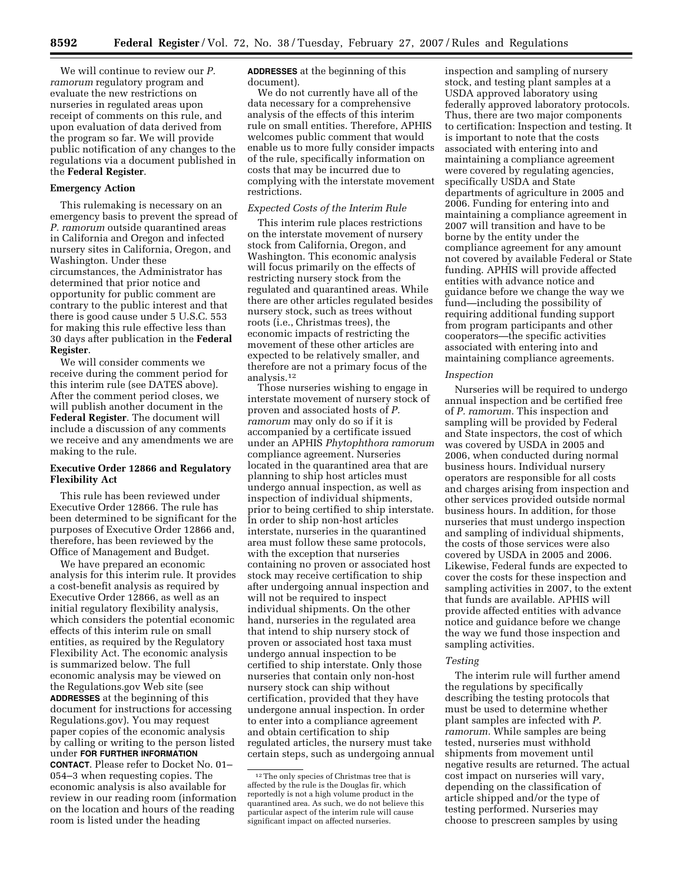We will continue to review our *P. ramorum* regulatory program and evaluate the new restrictions on nurseries in regulated areas upon receipt of comments on this rule, and upon evaluation of data derived from the program so far. We will provide public notification of any changes to the regulations via a document published in the **Federal Register**.

## Emergency Action

This rulemaking is necessary on an emergency basis to prevent the spread of *P. ramorum* outside quarantined areas in California and Oregon and infected nursery sites in California, Oregon, and Washington. Under these circumstances, the Administrator has determined that prior notice and opportunity for public comment are contrary to the public interest and that there is good cause under 5 U.S.C. 553 for making this rule effective less than 30 days after publication in the **Federal Register**.

We will consider comments we receive during the comment period for this interim rule (see DATES above). After the comment period closes, we will publish another document in the **Federal Register**. The document will include a discussion of any comments we receive and any amendments we are making to the rule.

## Executive Order 12866 and Regulatory Flexibility Act

This rule has been reviewed under Executive Order 12866. The rule has been determined to be significant for the purposes of Executive Order 12866 and, therefore, has been reviewed by the Office of Management and Budget.

We have prepared an economic analysis for this interim rule. It provides a cost-benefit analysis as required by Executive Order 12866, as well as an initial regulatory flexibility analysis, which considers the potential economic effects of this interim rule on small entities, as required by the Regulatory Flexibility Act. The economic analysis is summarized below. The full economic analysis may be viewed on the Regulations.gov Web site (see **ADDRESSES** at the beginning of this document for instructions for accessing Regulations.gov). You may request paper copies of the economic analysis by calling or writing to the person listed under **FOR FURTHER INFORMATION CONTACT**. Please refer to Docket No. 01–054–3 when requesting copies. The economic analysis is also available for review in our reading room (information on the location and hours of the reading room is listed under the heading **ADDRESSES** at the beginning of this document).

We do not currently have all of the data necessary for a comprehensive analysis of the effects of this interim rule on small entities. Therefore, APHIS welcomes public comment that would enable us to more fully consider impacts of the rule, specifically information on costs that may be incurred due to complying with the interstate movement restrictions.

### *Expected Costs of the Interim Rule*

This interim rule places restrictions on the interstate movement of nursery stock from California, Oregon, and Washington. This economic analysis will focus primarily on the effects of restricting nursery stock from the regulated and quarantined areas. While there are other articles regulated besides nursery stock, such as trees without roots (i.e., Christmas trees), the economic impacts of restricting the movement of these other articles are expected to be relatively smaller, and therefore are not a primary focus of the analysis.[12]

Those nurseries wishing to engage in interstate movement of nursery stock of proven and associated hosts of *P. ramorum* may only do so if it is accompanied by a certificate issued under an APHIS *Phytophthora ramorum* compliance agreement. Nurseries located in the quarantined area that are planning to ship host articles must undergo annual inspection, as well as inspection of individual shipments, prior to being certified to ship interstate. In order to ship non-host articles interstate, nurseries in the quarantined area must follow these same protocols, with the exception that nurseries containing no proven or associated host stock may receive certification to ship after undergoing annual inspection and will not be required to inspect individual shipments. On the other hand, nurseries in the regulated area that intend to ship nursery stock of proven or associated host taxa must undergo annual inspection to be certified to ship interstate. Only those nurseries that contain only non-host nursery stock can ship without certification, provided that they have undergone annual inspection. In order to enter into a compliance agreement and obtain certification to ship regulated articles, the nursery must take certain steps, such as undergoing annual inspection and sampling of nursery stock, and testing plant samples at a USDA approved laboratory using federally approved laboratory protocols. Thus, there are two major components to certification: Inspection and testing. It is important to note that the costs associated with entering into and maintaining a compliance agreement were covered by regulating agencies, specifically USDA and State departments of agriculture in 2005 and 2006. Funding for entering into and maintaining a compliance agreement in 2007 will transition and have to be borne by the entity under the compliance agreement for any amount not covered by available Federal or State funding. APHIS will provide affected entities with advance notice and guidance before we change the way we fund—including the possibility of requiring additional funding support from program participants and other cooperators—the specific activities associated with entering into and maintaining compliance agreements.

### *Inspection*

Nurseries will be required to undergo annual inspection and be certified free of *P. ramorum*. This inspection and sampling will be provided by Federal and State inspectors, the cost of which was covered by USDA in 2005 and 2006, when conducted during normal business hours. Individual nursery operators are responsible for all costs and charges arising from inspection and other services provided outside normal business hours. In addition, for those nurseries that must undergo inspection and sampling of individual shipments, the costs of those services were also covered by USDA in 2005 and 2006. Likewise, Federal funds are expected to cover the costs for these inspection and sampling activities in 2007, to the extent that funds are available. APHIS will provide affected entities with advance notice and guidance before we change the way we fund those inspection and sampling activities.

### *Testing*

The interim rule will further amend the regulations by specifically describing the testing protocols that must be used to determine whether plant samples are infected with *P. ramorum*. While samples are being tested, nurseries must withhold shipments from movement until negative results are returned. The actual cost impact on nurseries will vary, depending on the classification of article shipped and/or the type of testing performed. Nurseries may choose to prescreen samples by using

[12] The only species of Christmas tree that is affected by the rule is the Douglas fir, which reportedly is not a high volume product in the quarantined area. As such, we do not believe this particular aspect of the interim rule will cause significant impact on affected nurseries.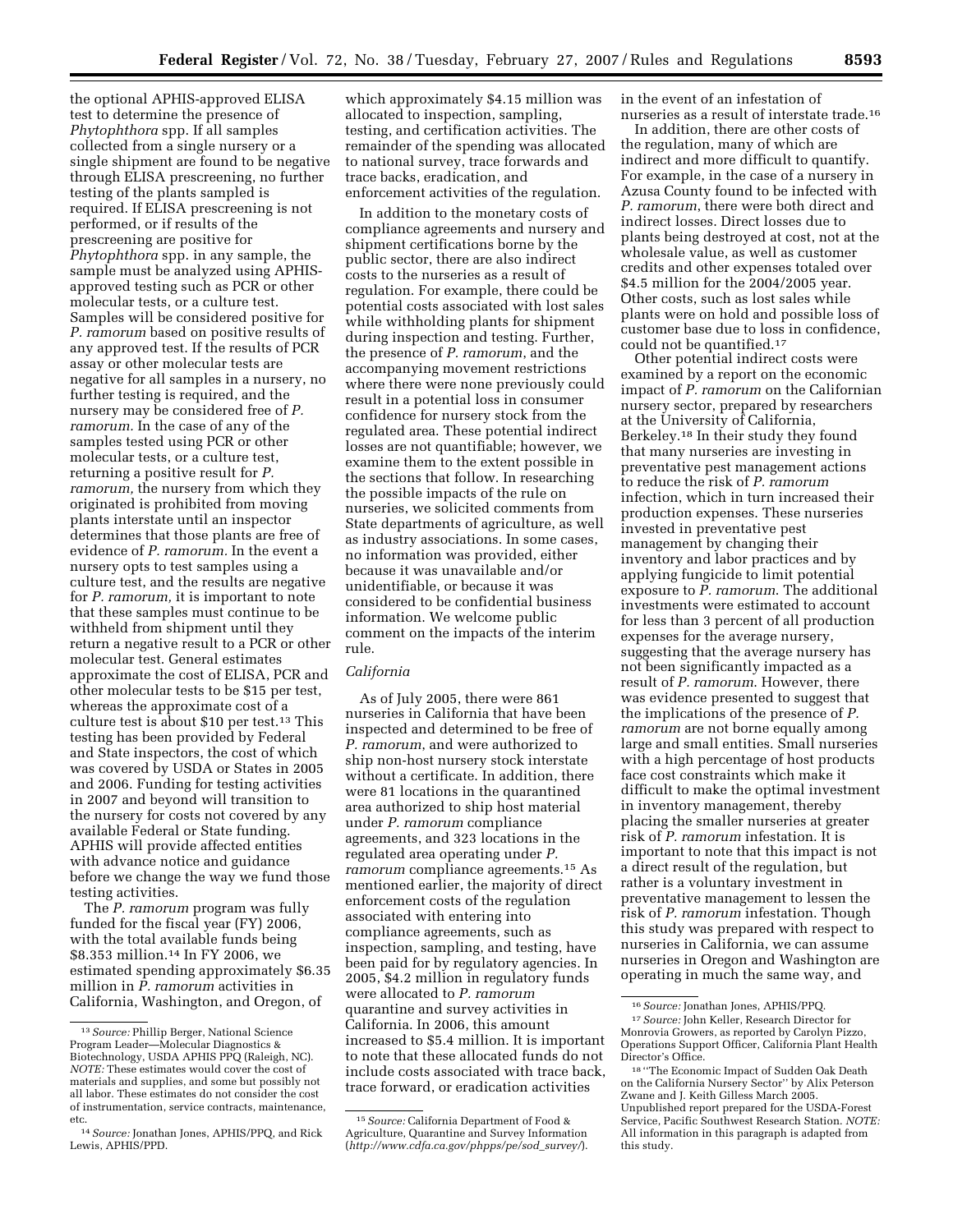the optional APHIS-approved ELISA test to determine the presence of *Phytophthora* spp. If all samples collected from a single nursery or a single shipment are found to be negative through ELISA prescreening, no further testing of the plants sampled is required. If ELISA prescreening is not performed, or if results of the prescreening are positive for *Phytophthora* spp. in any sample, the sample must be analyzed using APHIS-approved testing such as PCR or other molecular tests, or a culture test. Samples will be considered positive for *P. ramorum* based on positive results of any approved test. If the results of PCR assay or other molecular tests are negative for all samples in a nursery, no further testing is required, and the nursery may be considered free of *P. ramorum.* In the case of any of the samples tested using PCR or other molecular tests, or a culture test, returning a positive result for *P. ramorum,* the nursery from which they originated is prohibited from moving plants interstate until an inspector determines that those plants are free of evidence of *P. ramorum.* In the event a nursery opts to test samples using a culture test, and the results are negative for *P. ramorum,* it is important to note that these samples must continue to be withheld from shipment until they return a negative result to a PCR or other molecular test. General estimates approximate the cost of ELISA, PCR and other molecular tests to be $15 per test, whereas the approximate cost of a culture test is about $10 per test.[13] This testing has been provided by Federal and State inspectors, the cost of which was covered by USDA or States in 2005 and 2006. Funding for testing activities in 2007 and beyond will transition to the nursery for costs not covered by any available Federal or State funding. APHIS will provide affected entities with advance notice and guidance before we change the way we fund those testing activities.

The *P. ramorum* program was fully funded for the fiscal year (FY) 2006, with the total available funds being $8.353 million.[14] In FY 2006, we estimated spending approximately $6.35 million in *P. ramorum* activities in California, Washington, and Oregon, of which approximately $4.15 million was allocated to inspection, sampling, testing, and certification activities. The remainder of the spending was allocated to national survey, trace forwards and trace backs, eradication, and enforcement activities of the regulation.

In addition to the monetary costs of compliance agreements and nursery and shipment certifications borne by the public sector, there are also indirect costs to the nurseries as a result of regulation. For example, there could be potential costs associated with lost sales while withholding plants for shipment during inspection and testing. Further, the presence of *P. ramorum*, and the accompanying movement restrictions where there were none previously could result in a potential loss in consumer confidence for nursery stock from the regulated area. These potential indirect losses are not quantifiable; however, we examine them to the extent possible in the sections that follow. In researching the possible impacts of the rule on nurseries, we solicited comments from State departments of agriculture, as well as industry associations. In some cases, no information was provided, either because it was unavailable and/or unidentifiable, or because it was considered to be confidential business information. We welcome public comment on the impacts of the interim rule.

*California*

As of July 2005, there were 861 nurseries in California that have been inspected and determined to be free of *P. ramorum*, and were authorized to ship non-host nursery stock interstate without a certificate. In addition, there were 81 locations in the quarantined area authorized to ship host material under *P. ramorum* compliance agreements, and 323 locations in the regulated area operating under *P. ramorum* compliance agreements.[15] As mentioned earlier, the majority of direct enforcement costs of the regulation associated with entering into compliance agreements, such as inspection, sampling, and testing, have been paid for by regulatory agencies. In 2005, $4.2 million in regulatory funds were allocated to *P. ramorum* quarantine and survey activities in California. In 2006, this amount increased to $5.4 million. It is important to note that these allocated funds do not include costs associated with trace back, trace forward, or eradication activities in the event of an infestation of nurseries as a result of interstate trade.[16]

In addition, there are other costs of the regulation, many of which are indirect and more difficult to quantify. For example, in the case of a nursery in Azusa County found to be infected with *P. ramorum*, there were both direct and indirect losses. Direct losses due to plants being destroyed at cost, not at the wholesale value, as well as customer credits and other expenses totaled over $4.5 million for the 2004/2005 year. Other costs, such as lost sales while plants were on hold and possible loss of customer base due to loss in confidence, could not be quantified.[17]

Other potential indirect costs were examined by a report on the economic impact of *P. ramorum* on the Californian nursery sector, prepared by researchers at the University of California, Berkeley.[18] In their study they found that many nurseries are investing in preventative pest management actions to reduce the risk of *P. ramorum* infection, which in turn increased their production expenses. These nurseries invested in preventative pest management by changing their inventory and labor practices and by applying fungicide to limit potential exposure to *P. ramorum.* The additional investments were estimated to account for less than 3 percent of all production expenses for the average nursery, suggesting that the average nursery has not been significantly impacted as a result of *P. ramorum.* However, there was evidence presented to suggest that the implications of the presence of *P. ramorum* are not borne equally among large and small entities. Small nurseries with a high percentage of host products face cost constraints which make it difficult to make the optimal investment in inventory management, thereby placing the smaller nurseries at greater risk of *P. ramorum* infestation. It is important to note that this impact is not a direct result of the regulation, but rather is a voluntary investment in preventative management to lessen the risk of *P. ramorum* infestation. Though this study was prepared with respect to nurseries in California, we can assume nurseries in Oregon and Washington are operating in much the same way, and

[13] *Source:* Phillip Berger, National Science Program Leader—Molecular Diagnostics & Biotechnology, USDA APHIS PPQ (Raleigh, NC). *NOTE:* These estimates would cover the cost of materials and supplies, and some but possibly not all labor. These estimates do not consider the cost of instrumentation, service contracts, maintenance, etc.

[14] *Source:* Jonathan Jones, APHIS/PPQ, and Rick Lewis, APHIS/PPD.

[15] *Source:* California Department of Food & Agriculture, Quarantine and Survey Information (*http://www.cdfa.ca.gov/phpps/pe/sod_survey/*).

[16] *Source:* Jonathan Jones, APHIS/PPQ.

[17] *Source:* John Keller, Research Director for Monrovia Growers, as reported by Carolyn Pizzo, Operations Support Officer, California Plant Health Director's Office.

[18] "The Economic Impact of Sudden Oak Death on the California Nursery Sector" by Alix Peterson Zwane and J. Keith Gilless March 2005. Unpublished report prepared for the USDA-Forest Service, Pacific Southwest Research Station. *NOTE:* All information in this paragraph is adapted from this study.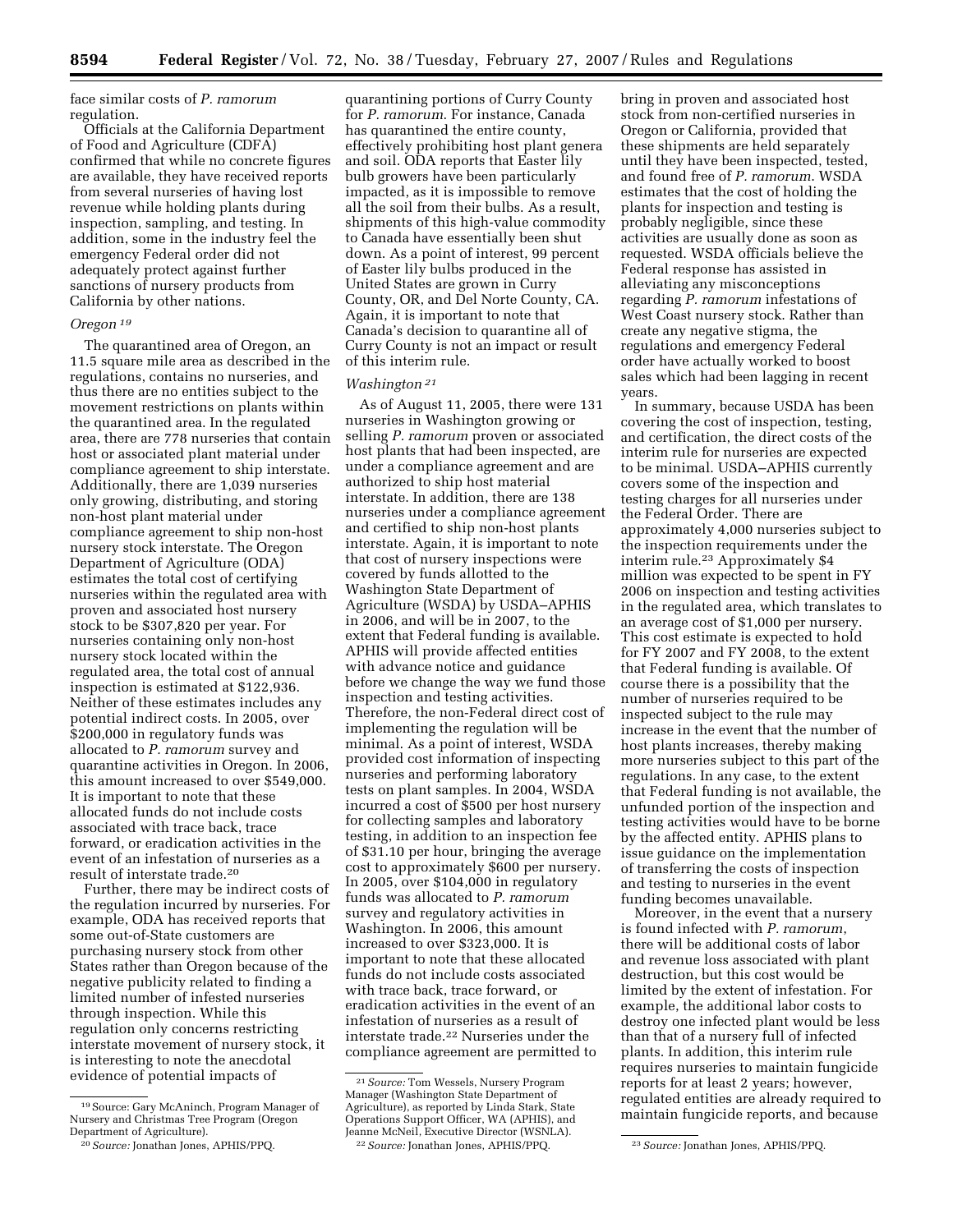face similar costs of *P. ramorum* regulation.

Officials at the California Department of Food and Agriculture (CDFA) confirmed that while no concrete figures are available, they have received reports from several nurseries of having lost revenue while holding plants during inspection, sampling, and testing. In addition, some in the industry feel the emergency Federal order did not adequately protect against further sanctions of nursery products from California by other nations.

### *Oregon*[19]

The quarantined area of Oregon, an 11.5 square mile area as described in the regulations, contains no nurseries, and thus there are no entities subject to the movement restrictions on plants within the quarantined area. In the regulated area, there are 778 nurseries that contain host or associated plant material under compliance agreement to ship interstate. Additionally, there are 1,039 nurseries only growing, distributing, and storing non-host plant material under compliance agreement to ship non-host nursery stock interstate. The Oregon Department of Agriculture (ODA) estimates the total cost of certifying nurseries within the regulated area with proven and associated host nursery stock to be $307,820 per year. For nurseries containing only non-host nursery stock located within the regulated area, the total cost of annual inspection is estimated at $122,936. Neither of these estimates includes any potential indirect costs. In 2005, over $200,000 in regulatory funds was allocated to *P. ramorum* survey and quarantine activities in Oregon. In 2006, this amount increased to over $549,000. It is important to note that these allocated funds do not include costs associated with trace back, trace forward, or eradication activities in the event of an infestation of nurseries as a result of interstate trade.[20]

Further, there may be indirect costs of the regulation incurred by nurseries. For example, ODA has received reports that some out-of-State customers are purchasing nursery stock from other States rather than Oregon because of the negative publicity related to finding a limited number of infested nurseries through inspection. While this regulation only concerns restricting interstate movement of nursery stock, it is interesting to note the anecdotal evidence of potential impacts of quarantining portions of Curry County for *P. ramorum*. For instance, Canada has quarantined the entire county, effectively prohibiting host plant genera and soil. ODA reports that Easter lily bulb growers have been particularly impacted, as it is impossible to remove all the soil from their bulbs. As a result, shipments of this high-value commodity to Canada have essentially been shut down. As a point of interest, 99 percent of Easter lily bulbs produced in the United States are grown in Curry County, OR, and Del Norte County, CA. Again, it is important to note that Canada's decision to quarantine all of Curry County is not an impact or result of this interim rule.

### *Washington*[21]

As of August 11, 2005, there were 131 nurseries in Washington growing or selling *P. ramorum* proven or associated host plants that had been inspected, are under a compliance agreement and are authorized to ship host material interstate. In addition, there are 138 nurseries under a compliance agreement and certified to ship non-host plants interstate. Again, it is important to note that cost of nursery inspections were covered by funds allotted to the Washington State Department of Agriculture (WSDA) by USDA–APHIS in 2006, and will be in 2007, to the extent that Federal funding is available. APHIS will provide affected entities with advance notice and guidance before we change the way we fund those inspection and testing activities. Therefore, the non-Federal direct cost of implementing the regulation will be minimal. As a point of interest, WSDA provided cost information of inspecting nurseries and performing laboratory tests on plant samples. In 2004, WSDA incurred a cost of $500 per host nursery for collecting samples and laboratory testing, in addition to an inspection fee of $31.10 per hour, bringing the average cost to approximately $600 per nursery. In 2005, over $104,000 in regulatory funds was allocated to *P. ramorum* survey and regulatory activities in Washington. In 2006, this amount increased to over $323,000. It is important to note that these allocated funds do not include costs associated with trace back, trace forward, or eradication activities in the event of an infestation of nurseries as a result of interstate trade.[22] Nurseries under the compliance agreement are permitted to bring in proven and associated host stock from non-certified nurseries in Oregon or California, provided that these shipments are held separately until they have been inspected, tested, and found free of *P. ramorum*. WSDA estimates that the cost of holding the plants for inspection and testing is probably negligible, since these activities are usually done as soon as requested. WSDA officials believe the Federal response has assisted in alleviating any misconceptions regarding *P. ramorum* infestations of West Coast nursery stock. Rather than create any negative stigma, the regulations and emergency Federal order have actually worked to boost sales which had been lagging in recent years.

In summary, because USDA has been covering the cost of inspection, testing, and certification, the direct costs of the interim rule for nurseries are expected to be minimal. USDA–APHIS currently covers some of the inspection and testing charges for all nurseries under the Federal Order. There are approximately 4,000 nurseries subject to the inspection requirements under the interim rule.[23] Approximately $4 million was expected to be spent in FY 2006 on inspection and testing activities in the regulated area, which translates to an average cost of $1,000 per nursery. This cost estimate is expected to hold for FY 2007 and FY 2008, to the extent that Federal funding is available. Of course there is a possibility that the number of nurseries required to be inspected subject to the rule may increase in the event that the number of host plants increases, thereby making more nurseries subject to this part of the regulations. In any case, to the extent that Federal funding is not available, the unfunded portion of the inspection and testing activities would have to be borne by the affected entity. APHIS plans to issue guidance on the implementation of transferring the costs of inspection and testing to nurseries in the event funding becomes unavailable.

Moreover, in the event that a nursery is found infected with *P. ramorum*, there will be additional costs of labor and revenue loss associated with plant destruction, but this cost would be limited by the extent of infestation. For example, the additional labor costs to destroy one infected plant would be less than that of a nursery full of infected plants. In addition, this interim rule requires nurseries to maintain fungicide reports for at least 2 years; however, regulated entities are already required to maintain fungicide reports, and because

---

[19] Source: Gary McAninch, Program Manager of Nursery and Christmas Tree Program (Oregon Department of Agriculture).

[20] *Source:* Jonathan Jones, APHIS/PPQ.

[21] *Source:* Tom Wessels, Nursery Program Manager (Washington State Department of Agriculture), as reported by Linda Stark, State Operations Support Officer, WA (APHIS), and Jeanne McNeil, Executive Director (WSNLA).

[22] *Source:* Jonathan Jones, APHIS/PPQ.

[23] *Source:* Jonathan Jones, APHIS/PPQ.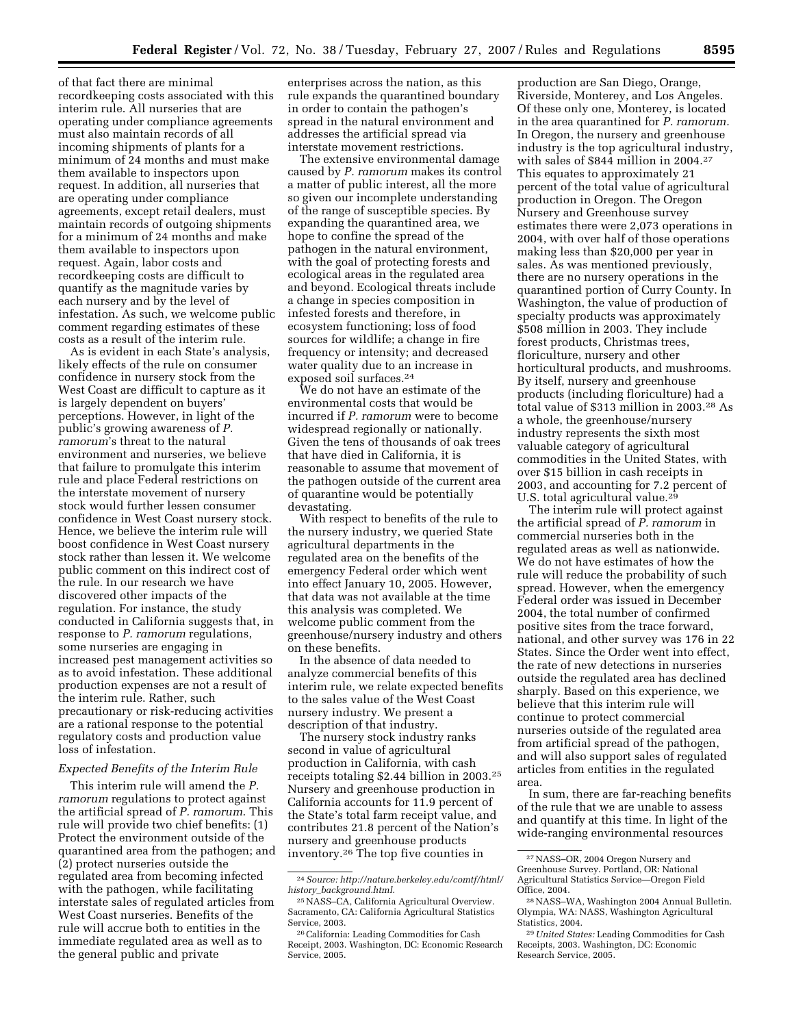of that fact there are minimal recordkeeping costs associated with this interim rule. All nurseries that are operating under compliance agreements must also maintain records of all incoming shipments of plants for a minimum of 24 months and must make them available to inspectors upon request. In addition, all nurseries that are operating under compliance agreements, except retail dealers, must maintain records of outgoing shipments for a minimum of 24 months and make them available to inspectors upon request. Again, labor costs and recordkeeping costs are difficult to quantify as the magnitude varies by each nursery and by the level of infestation. As such, we welcome public comment regarding estimates of these costs as a result of the interim rule.

As is evident in each State's analysis, likely effects of the rule on consumer confidence in nursery stock from the West Coast are difficult to capture as it is largely dependent on buyers' perceptions. However, in light of the public's growing awareness of *P. ramorum*'s threat to the natural environment and nurseries, we believe that failure to promulgate this interim rule and place Federal restrictions on the interstate movement of nursery stock would further lessen consumer confidence in West Coast nursery stock. Hence, we believe the interim rule will boost confidence in West Coast nursery stock rather than lessen it. We welcome public comment on this indirect cost of the rule. In our research we have discovered other impacts of the regulation. For instance, the study conducted in California suggests that, in response to *P. ramorum* regulations, some nurseries are engaging in increased pest management activities so as to avoid infestation. These additional production expenses are not a result of the interim rule. Rather, such precautionary or risk-reducing activities are a rational response to the potential regulatory costs and production value loss of infestation.

*Expected Benefits of the Interim Rule*

This interim rule will amend the *P. ramorum* regulations to protect against the artificial spread of *P. ramorum*. This rule will provide two chief benefits: (1) Protect the environment outside of the quarantined area from the pathogen; and (2) protect nurseries outside the regulated area from becoming infected with the pathogen, while facilitating interstate sales of regulated articles from West Coast nurseries. Benefits of the rule will accrue both to entities in the immediate regulated area as well as to the general public and private enterprises across the nation, as this rule expands the quarantined boundary in order to contain the pathogen's spread in the natural environment and addresses the artificial spread via interstate movement restrictions.

The extensive environmental damage caused by *P. ramorum* makes its control a matter of public interest, all the more so given our incomplete understanding of the range of susceptible species. By expanding the quarantined area, we hope to confine the spread of the pathogen in the natural environment, with the goal of protecting forests and ecological areas in the regulated area and beyond. Ecological threats include a change in species composition in infested forests and therefore, in ecosystem functioning; loss of food sources for wildlife; a change in fire frequency or intensity; and decreased water quality due to an increase in exposed soil surfaces.[24]

We do not have an estimate of the environmental costs that would be incurred if *P. ramorum* were to become widespread regionally or nationally. Given the tens of thousands of oak trees that have died in California, it is reasonable to assume that movement of the pathogen outside of the current area of quarantine would be potentially devastating.

With respect to benefits of the rule to the nursery industry, we queried State agricultural departments in the regulated area on the benefits of the emergency Federal order which went into effect January 10, 2005. However, that data was not available at the time this analysis was completed. We welcome public comment from the greenhouse/nursery industry and others on these benefits.

In the absence of data needed to analyze expected commercial benefits of this interim rule, we relate expected benefits to the sales value of the West Coast nursery industry. We present a description of that industry.

The nursery stock industry ranks second in value of agricultural production in California, with cash receipts totaling $2.44 billion in 2003.[25] Nursery and greenhouse production in California accounts for 11.9 percent of the State's total farm receipt value, and contributes 21.8 percent of the Nation's nursery and greenhouse products inventory.[26] The top five counties in production are San Diego, Orange, Riverside, Monterey, and Los Angeles. Of these only one, Monterey, is located in the area quarantined for *P. ramorum*. In Oregon, the nursery and greenhouse industry is the top agricultural industry, with sales of $844 million in 2004.[27] This equates to approximately 21 percent of the total value of agricultural production in Oregon. The Oregon Nursery and Greenhouse survey estimates there were 2,073 operations in 2004, with over half of those operations making less than $20,000 per year in sales. As was mentioned previously, there are no nursery operations in the quarantined portion of Curry County. In Washington, the value of production of specialty products was approximately $508 million in 2003. They include forest products, Christmas trees, floriculture, nursery and other horticultural products, and mushrooms. By itself, nursery and greenhouse products (including floriculture) had a total value of $313 million in 2003.[28] As a whole, the greenhouse/nursery industry represents the sixth most valuable category of agricultural commodities in the United States, with over $15 billion in cash receipts in 2003, and accounting for 7.2 percent of U.S. total agricultural value.[29]

The interim rule will protect against the artificial spread of *P. ramorum* in commercial nurseries both in the regulated areas as well as nationwide. We do not have estimates of how the rule will reduce the probability of such spread. However, when the emergency Federal order was issued in December 2004, the total number of confirmed positive sites from the trace forward, national, and other survey was 176 in 22 States. Since the Order went into effect, the rate of new detections in nurseries outside the regulated area has declined sharply. Based on this experience, we believe that this interim rule will continue to protect commercial nurseries outside of the regulated area from artificial spread of the pathogen, and will also support sales of regulated articles from entities in the regulated area.

In sum, there are far-reaching benefits of the rule that we are unable to assess and quantify at this time. In light of the wide-ranging environmental resources

[24] *Source: http://nature.berkeley.edu/comtf/html/history_background.html.*

[25] NASS–CA, California Agricultural Overview. Sacramento, CA: California Agricultural Statistics Service, 2003.

[26] California: Leading Commodities for Cash Receipt, 2003. Washington, DC: Economic Research Service, 2005.

[27] NASS–OR, 2004 Oregon Nursery and Greenhouse Survey. Portland, OR: National Agricultural Statistics Service—Oregon Field Office, 2004.

[28] NASS–WA, Washington 2004 Annual Bulletin. Olympia, WA: NASS, Washington Agricultural Statistics, 2004.

[29] *United States:* Leading Commodities for Cash Receipts, 2003. Washington, DC: Economic Research Service, 2005.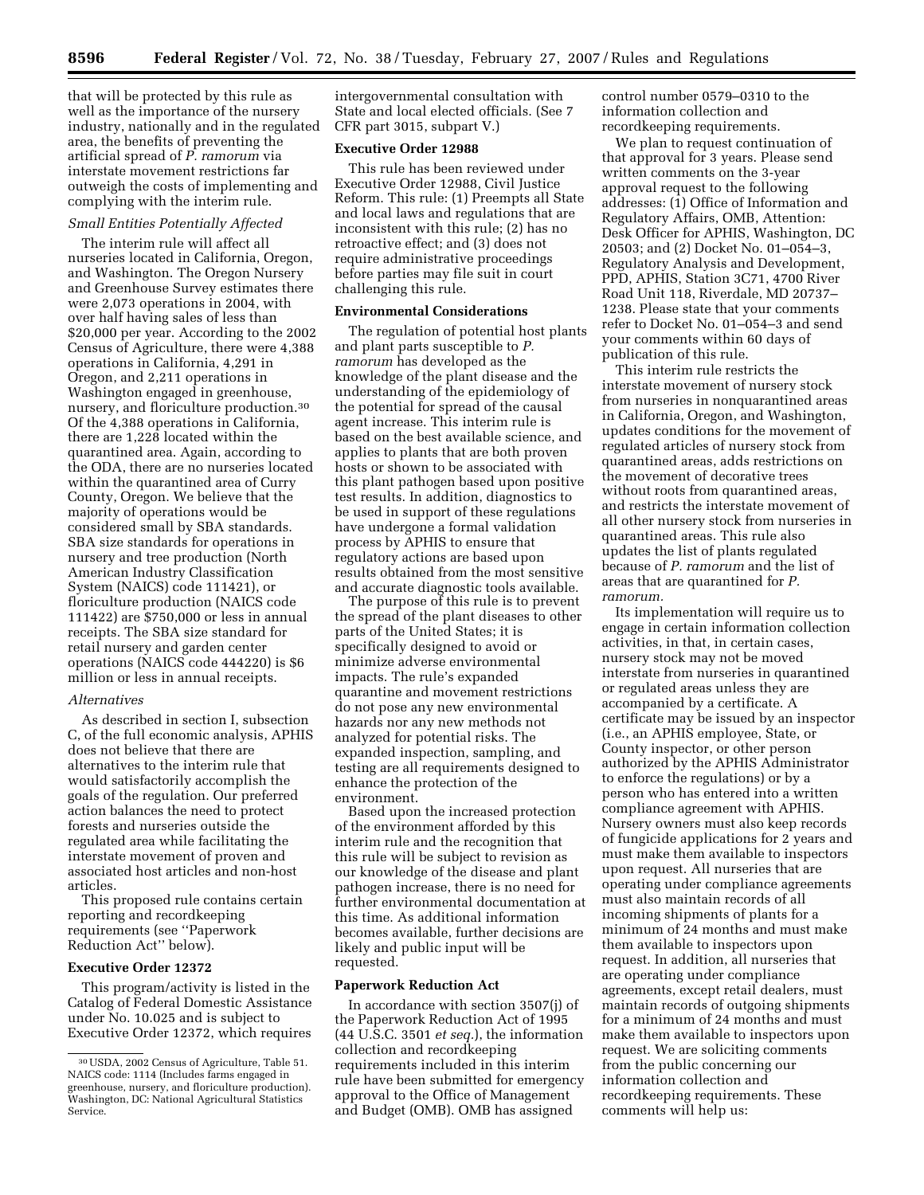that will be protected by this rule as well as the importance of the nursery industry, nationally and in the regulated area, the benefits of preventing the artificial spread of *P. ramorum* via interstate movement restrictions far outweigh the costs of implementing and complying with the interim rule.

*Small Entities Potentially Affected*

The interim rule will affect all nurseries located in California, Oregon, and Washington. The Oregon Nursery and Greenhouse Survey estimates there were 2,073 operations in 2004, with over half having sales of less than $20,000 per year. According to the 2002 Census of Agriculture, there were 4,388 operations in California, 4,291 in Oregon, and 2,211 operations in Washington engaged in greenhouse, nursery, and floriculture production.[30] Of the 4,388 operations in California, there are 1,228 located within the quarantined area. Again, according to the ODA, there are no nurseries located within the quarantined area of Curry County, Oregon. We believe that the majority of operations would be considered small by SBA standards. SBA size standards for operations in nursery and tree production (North American Industry Classification System (NAICS) code 111421), or floriculture production (NAICS code 111422) are $750,000 or less in annual receipts. The SBA size standard for retail nursery and garden center operations (NAICS code 444220) is $6 million or less in annual receipts.

*Alternatives*

As described in section I, subsection C, of the full economic analysis, APHIS does not believe that there are alternatives to the interim rule that would satisfactorily accomplish the goals of the regulation. Our preferred action balances the need to protect forests and nurseries outside the regulated area while facilitating the interstate movement of proven and associated host articles and non-host articles.

This proposed rule contains certain reporting and recordkeeping requirements (see ''Paperwork Reduction Act'' below).

**Executive Order 12372**

This program/activity is listed in the Catalog of Federal Domestic Assistance under No. 10.025 and is subject to Executive Order 12372, which requires intergovernmental consultation with State and local elected officials. (See 7 CFR part 3015, subpart V.)

**Executive Order 12988**

This rule has been reviewed under Executive Order 12988, Civil Justice Reform. This rule: (1) Preempts all State and local laws and regulations that are inconsistent with this rule; (2) has no retroactive effect; and (3) does not require administrative proceedings before parties may file suit in court challenging this rule.

**Environmental Considerations**

The regulation of potential host plants and plant parts susceptible to *P. ramorum* has developed as the knowledge of the plant disease and the understanding of the epidemiology of the potential for spread of the causal agent increase. This interim rule is based on the best available science, and applies to plants that are both proven hosts or shown to be associated with this plant pathogen based upon positive test results. In addition, diagnostics to be used in support of these regulations have undergone a formal validation process by APHIS to ensure that regulatory actions are based upon results obtained from the most sensitive and accurate diagnostic tools available.

The purpose of this rule is to prevent the spread of the plant diseases to other parts of the United States; it is specifically designed to avoid or minimize adverse environmental impacts. The rule's expanded quarantine and movement restrictions do not pose any new environmental hazards nor any new methods not analyzed for potential risks. The expanded inspection, sampling, and testing are all requirements designed to enhance the protection of the environment.

Based upon the increased protection of the environment afforded by this interim rule and the recognition that this rule will be subject to revision as our knowledge of the disease and plant pathogen increase, there is no need for further environmental documentation at this time. As additional information becomes available, further decisions are likely and public input will be requested.

**Paperwork Reduction Act**

In accordance with section 3507(j) of the Paperwork Reduction Act of 1995 (44 U.S.C. 3501 *et seq.*), the information collection and recordkeeping requirements included in this interim rule have been submitted for emergency approval to the Office of Management and Budget (OMB). OMB has assigned control number 0579–0310 to the information collection and recordkeeping requirements.

We plan to request continuation of that approval for 3 years. Please send written comments on the 3-year approval request to the following addresses: (1) Office of Information and Regulatory Affairs, OMB, Attention: Desk Officer for APHIS, Washington, DC 20503; and (2) Docket No. 01–054–3, Regulatory Analysis and Development, PPD, APHIS, Station 3C71, 4700 River Road Unit 118, Riverdale, MD 20737–1238. Please state that your comments refer to Docket No. 01–054–3 and send your comments within 60 days of publication of this rule.

This interim rule restricts the interstate movement of nursery stock from nurseries in nonquarantined areas in California, Oregon, and Washington, updates conditions for the movement of regulated articles of nursery stock from quarantined areas, adds restrictions on the movement of decorative trees without roots from quarantined areas, and restricts the interstate movement of all other nursery stock from nurseries in quarantined areas. This rule also updates the list of plants regulated because of *P. ramorum* and the list of areas that are quarantined for *P. ramorum.*

Its implementation will require us to engage in certain information collection activities, in that, in certain cases, nursery stock may not be moved interstate from nurseries in quarantined or regulated areas unless they are accompanied by a certificate. A certificate may be issued by an inspector (i.e., an APHIS employee, State, or County inspector, or other person authorized by the APHIS Administrator to enforce the regulations) or by a person who has entered into a written compliance agreement with APHIS. Nursery owners must also keep records of fungicide applications for 2 years and must make them available to inspectors upon request. All nurseries that are operating under compliance agreements must also maintain records of all incoming shipments of plants for a minimum of 24 months and must make them available to inspectors upon request. In addition, all nurseries that are operating under compliance agreements, except retail dealers, must maintain records of outgoing shipments for a minimum of 24 months and must make them available to inspectors upon request. We are soliciting comments from the public concerning our information collection and recordkeeping requirements. These comments will help us:

[30] USDA, 2002 Census of Agriculture, Table 51. NAICS code: 1114 (Includes farms engaged in greenhouse, nursery, and floriculture production). Washington, DC: National Agricultural Statistics Service.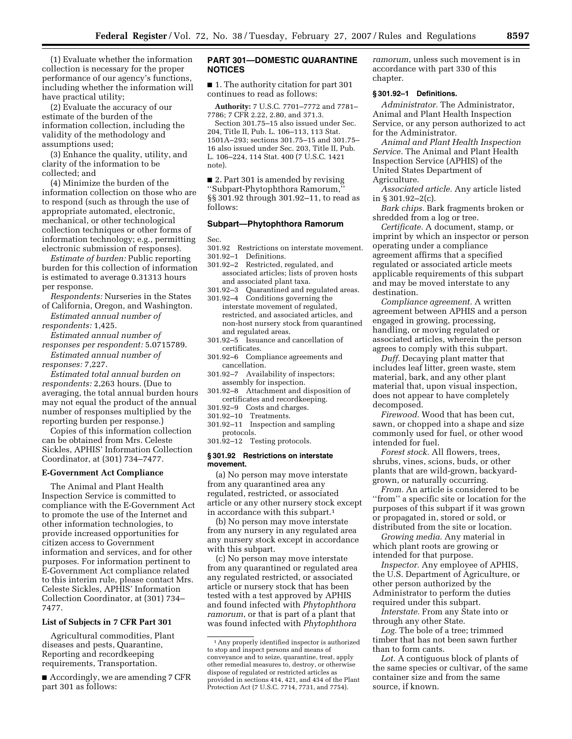(1) Evaluate whether the information collection is necessary for the proper performance of our agency's functions, including whether the information will have practical utility;

(2) Evaluate the accuracy of our estimate of the burden of the information collection, including the validity of the methodology and assumptions used;

(3) Enhance the quality, utility, and clarity of the information to be collected; and

(4) Minimize the burden of the information collection on those who are to respond (such as through the use of appropriate automated, electronic, mechanical, or other technological collection techniques or other forms of information technology; e.g., permitting electronic submission of responses).

*Estimate of burden:* Public reporting burden for this collection of information is estimated to average 0.31313 hours per response.

*Respondents:* Nurseries in the States of California, Oregon, and Washington.

*Estimated annual number of respondents:* 1,425.

*Estimated annual number of responses per respondent:* 5.0715789.

*Estimated annual number of responses:* 7,227.

*Estimated total annual burden on respondents:* 2,263 hours. (Due to averaging, the total annual burden hours may not equal the product of the annual number of responses multiplied by the reporting burden per response.)

Copies of this information collection can be obtained from Mrs. Celeste Sickles, APHIS' Information Collection Coordinator, at (301) 734–7477.

**E-Government Act Compliance**

The Animal and Plant Health Inspection Service is committed to compliance with the E-Government Act to promote the use of the Internet and other information technologies, to provide increased opportunities for citizen access to Government information and services, and for other purposes. For information pertinent to E-Government Act compliance related to this interim rule, please contact Mrs. Celeste Sickles, APHIS' Information Collection Coordinator, at (301) 734–7477.

**List of Subjects in 7 CFR Part 301**

Agricultural commodities, Plant diseases and pests, Quarantine, Reporting and recordkeeping requirements, Transportation.

■ Accordingly, we are amending 7 CFR part 301 as follows:

**PART 301—DOMESTIC QUARANTINE NOTICES**

■ 1. The authority citation for part 301 continues to read as follows:

**Authority:** 7 U.S.C. 7701–7772 and 7781–7786; 7 CFR 2.22, 2.80, and 371.3.

Section 301.75–15 also issued under Sec. 204, Title II, Pub. L. 106–113, 113 Stat. 1501A–293; sections 301.75–15 and 301.75–16 also issued under Sec. 203, Title II, Pub. L. 106–224, 114 Stat. 400 (7 U.S.C. 1421 note).

■ 2. Part 301 is amended by revising ''Subpart-Phytophthora Ramorum,'' §§ 301.92 through 301.92–11, to read as follows:

**Subpart—Phytophthora Ramorum**

Sec.
301.92 Restrictions on interstate movement.
301.92–1 Definitions.
301.92–2 Restricted, regulated, and associated articles; lists of proven hosts and associated plant taxa.
301.92–3 Quarantined and regulated areas.
301.92–4 Conditions governing the interstate movement of regulated, restricted, and associated articles, and non-host nursery stock from quarantined and regulated areas.
301.92–5 Issuance and cancellation of certificates.
301.92–6 Compliance agreements and cancellation.
301.92–7 Availability of inspectors; assembly for inspection.
301.92–8 Attachment and disposition of certificates and recordkeeping.
301.92–9 Costs and charges.
301.92–10 Treatments.
301.92–11 Inspection and sampling protocols.
301.92–12 Testing protocols.

**§ 301.92 Restrictions on interstate movement.**

(a) No person may move interstate from any quarantined area any regulated, restricted, or associated article or any other nursery stock except in accordance with this subpart.[1]

(b) No person may move interstate from any nursery in any regulated area any nursery stock except in accordance with this subpart.

(c) No person may move interstate from any quarantined or regulated area any regulated restricted, or associated article or nursery stock that has been tested with a test approved by APHIS and found infected with *Phytophthora ramorum*, or that is part of a plant that was found infected with *Phytophthora ramorum*, unless such movement is in accordance with part 330 of this chapter.

[1] Any properly identified inspector is authorized to stop and inspect persons and means of conveyance and to seize, quarantine, treat, apply other remedial measures to, destroy, or otherwise dispose of regulated or restricted articles as provided in sections 414, 421, and 434 of the Plant Protection Act (7 U.S.C. 7714, 7731, and 7754).

**§ 301.92–1 Definitions.**

*Administrator.* The Administrator, Animal and Plant Health Inspection Service, or any person authorized to act for the Administrator.

*Animal and Plant Health Inspection Service.* The Animal and Plant Health Inspection Service (APHIS) of the United States Department of Agriculture.

*Associated article.* Any article listed in § 301.92–2(c).

*Bark chips.* Bark fragments broken or shredded from a log or tree.

*Certificate.* A document, stamp, or imprint by which an inspector or person operating under a compliance agreement affirms that a specified regulated or associated article meets applicable requirements of this subpart and may be moved interstate to any destination.

*Compliance agreement.* A written agreement between APHIS and a person engaged in growing, processing, handling, or moving regulated or associated articles, wherein the person agrees to comply with this subpart.

*Duff.* Decaying plant matter that includes leaf litter, green waste, stem material, bark, and any other plant material that, upon visual inspection, does not appear to have completely decomposed.

*Firewood.* Wood that has been cut, sawn, or chopped into a shape and size commonly used for fuel, or other wood intended for fuel.

*Forest stock.* All flowers, trees, shrubs, vines, scions, buds, or other plants that are wild-grown, backyard-grown, or naturally occurring.

*From.* An article is considered to be ''from'' a specific site or location for the purposes of this subpart if it was grown or propagated in, stored or sold, or distributed from the site or location.

*Growing media.* Any material in which plant roots are growing or intended for that purpose.

*Inspector.* Any employee of APHIS, the U.S. Department of Agriculture, or other person authorized by the Administrator to perform the duties required under this subpart.

*Interstate.* From any State into or through any other State.

*Log.* The bole of a tree; trimmed timber that has not been sawn further than to form cants.

*Lot.* A contiguous block of plants of the same species or cultivar, of the same container size and from the same source, if known.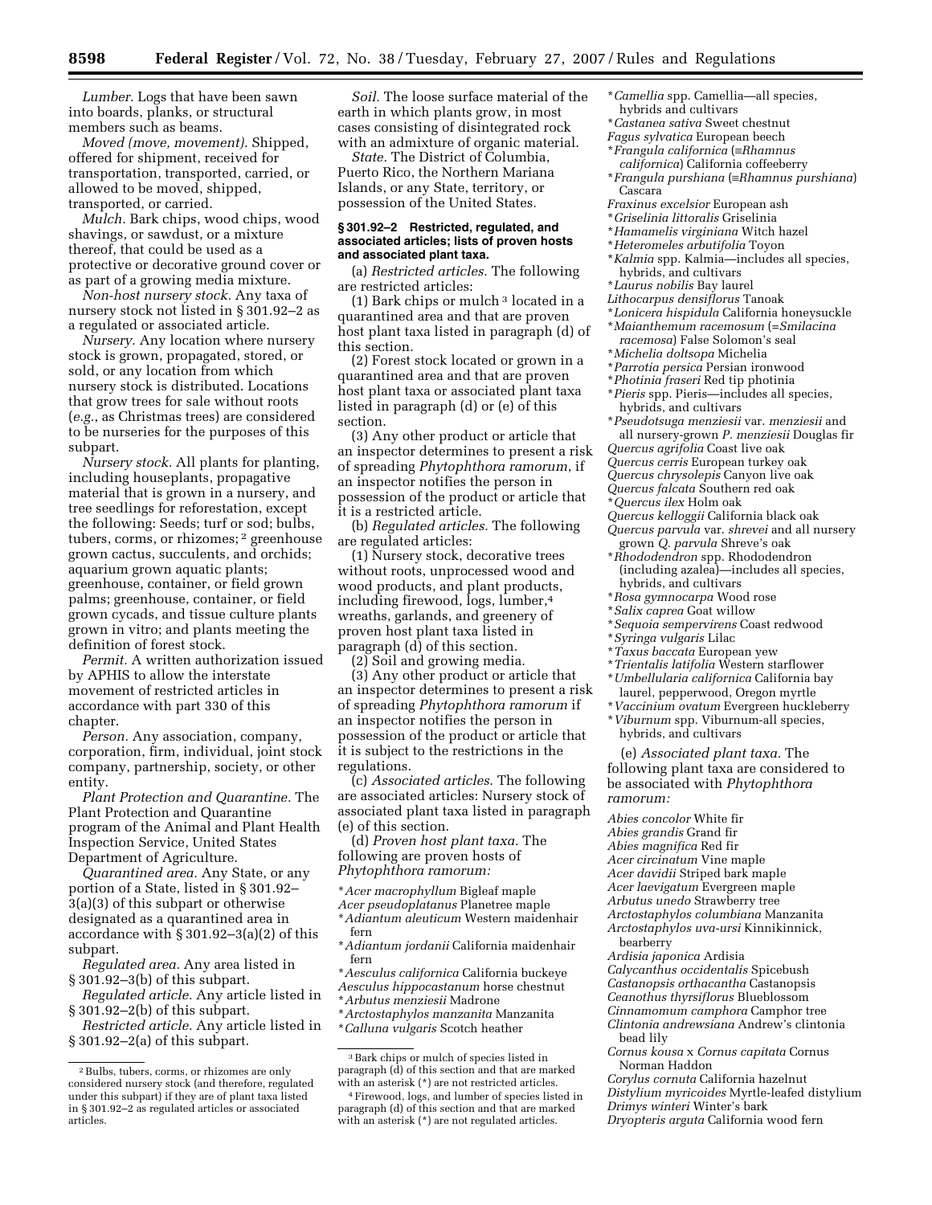*Lumber.* Logs that have been sawn into boards, planks, or structural members such as beams.

*Moved (move, movement).* Shipped, offered for shipment, received for transportation, transported, carried, or allowed to be moved, shipped, transported, or carried.

*Mulch.* Bark chips, wood chips, wood shavings, or sawdust, or a mixture thereof, that could be used as a protective or decorative ground cover or as part of a growing media mixture.

*Non-host nursery stock.* Any taxa of nursery stock not listed in § 301.92–2 as a regulated or associated article.

*Nursery.* Any location where nursery stock is grown, propagated, stored, or sold, or any location from which nursery stock is distributed. Locations that grow trees for sale without roots (*e.g.*, as Christmas trees) are considered to be nurseries for the purposes of this subpart.

*Nursery stock.* All plants for planting, including houseplants, propagative material that is grown in a nursery, and tree seedlings for reforestation, except the following: Seeds; turf or sod; bulbs, tubers, corms, or rhizomes;[2] greenhouse grown cactus, succulents, and orchids; aquarium grown aquatic plants; greenhouse, container, or field grown palms; greenhouse, container, or field grown cycads, and tissue culture plants grown in vitro; and plants meeting the definition of forest stock.

*Permit.* A written authorization issued by APHIS to allow the interstate movement of restricted articles in accordance with part 330 of this chapter.

*Person.* Any association, company, corporation, firm, individual, joint stock company, partnership, society, or other entity.

*Plant Protection and Quarantine.* The Plant Protection and Quarantine program of the Animal and Plant Health Inspection Service, United States Department of Agriculture.

*Quarantined area.* Any State, or any portion of a State, listed in § 301.92–3(a)(3) of this subpart or otherwise designated as a quarantined area in accordance with § 301.92–3(a)(2) of this subpart.

*Regulated area.* Any area listed in § 301.92–3(b) of this subpart.

*Regulated article.* Any article listed in § 301.92–2(b) of this subpart.

*Restricted article.* Any article listed in § 301.92–2(a) of this subpart.

*Soil.* The loose surface material of the earth in which plants grow, in most cases consisting of disintegrated rock with an admixture of organic material.

*State.* The District of Columbia, Puerto Rico, the Northern Mariana Islands, or any State, territory, or possession of the United States.

#### § 301.92–2 Restricted, regulated, and associated articles; lists of proven hosts and associated plant taxa.

(a) *Restricted articles.* The following are restricted articles:

(1) Bark chips or mulch[3] located in a quarantined area and that are proven host plant taxa listed in paragraph (d) of this section.

(2) Forest stock located or grown in a quarantined area and that are proven host plant taxa or associated plant taxa listed in paragraph (d) or (e) of this section.

(3) Any other product or article that an inspector determines to present a risk of spreading *Phytophthora ramorum*, if an inspector notifies the person in possession of the product or article that it is a restricted article.

(b) *Regulated articles.* The following are regulated articles:

(1) Nursery stock, decorative trees without roots, unprocessed wood and wood products, and plant products, including firewood, logs, lumber,[4] wreaths, garlands, and greenery of proven host plant taxa listed in paragraph (d) of this section.

(2) Soil and growing media.

(3) Any other product or article that an inspector determines to present a risk of spreading *Phytophthora ramorum* if an inspector notifies the person in possession of the product or article that it is subject to the restrictions in the regulations.

(c) *Associated articles.* The following are associated articles: Nursery stock of associated plant taxa listed in paragraph (e) of this section.

(d) *Proven host plant taxa.* The following are proven hosts of *Phytophthora ramorum:*

*Acer macrophyllum* Bigleaf maple
*Acer pseudoplatanus* Planetree maple
*Adiantum aleuticum* Western maidenhair fern
*Adiantum jordanii* California maidenhair fern
*Aesculus californica* California buckeye
*Aesculus hippocastanum* horse chestnut
*Arbutus menziesii* Madrone
*Arctostaphylos manzanita* Manzanita
*Calluna vulgaris* Scotch heather
*Camellia* spp. Camellia—all species, hybrids and cultivars
*Castanea sativa* Sweet chestnut
*Fagus sylvatica* European beech
*Frangula californica* (≡*Rhamnus californica*) California coffeeberry
*Frangula purshiana* (≡*Rhamnus purshiana*) Cascara
*Fraxinus excelsior* European ash
*Griselinia littoralis* Griselinia
*Hamamelis virginiana* Witch hazel
*Heteromeles arbutifolia* Toyon
*Kalmia* spp. Kalmia—includes all species, hybrids, and cultivars
*Laurus nobilis* Bay laurel
*Lithocarpus densiflorus* Tanoak
*Lonicera hispidula* California honeysuckle
*Maianthemum racemosum* (=*Smilacina racemosa*) False Solomon's seal
*Michelia doltsopa* Michelia
*Parrotia persica* Persian ironwood
*Photinia fraseri* Red tip photinia
*Pieris* spp. Pieris—includes all species, hybrids, and cultivars
*Pseudotsuga menziesii* var. *menziesii* and all nursery-grown *P. menziesii* Douglas fir
*Quercus agrifolia* Coast live oak
*Quercus cerris* European turkey oak
*Quercus chrysolepis* Canyon live oak
*Quercus falcata* Southern red oak
*Quercus ilex* Holm oak
*Quercus kelloggii* California black oak
*Quercus parvula* var. *shrevei* and all nursery grown *Q. parvula* Shreve's oak
*Rhododendron* spp. Rhododendron (including azalea)—includes all species, hybrids, and cultivars
*Rosa gymnocarpa* Wood rose
*Salix caprea* Goat willow
*Sequoia sempervirens* Coast redwood
*Syringa vulgaris* Lilac
*Taxus baccata* European yew
*Trientalis latifolia* Western starflower
*Umbellularia californica* California bay laurel, pepperwood, Oregon myrtle
*Vaccinium ovatum* Evergreen huckleberry
*Viburnum* spp. Viburnum-all species, hybrids, and cultivars

(e) *Associated plant taxa.* The following plant taxa are considered to be associated with *Phytophthora ramorum:*

*Abies concolor* White fir
*Abies grandis* Grand fir
*Abies magnifica* Red fir
*Acer circinatum* Vine maple
*Acer davidii* Striped bark maple
*Acer laevigatum* Evergreen maple
*Arbutus unedo* Strawberry tree
*Arctostaphylos columbiana* Manzanita
*Arctostaphylos uva-ursi* Kinnikinnick, bearberry
*Ardisia japonica* Ardisia
*Calycanthus occidentalis* Spicebush
*Castanopsis orthacantha* Castanopsis
*Ceanothus thyrsiflorus* Blueblossom
*Cinnamomum camphora* Camphor tree
*Clintonia andrewsiana* Andrew's clintonia bead lily
*Cornus kousa* x *Cornus capitata* Cornus Norman Haddon
*Corylus cornuta* California hazelnut
*Distylium myricoides* Myrtle-leafed distylium
*Drimys winteri* Winter's bark
*Dryopteris arguta* California wood fern

---

[2] Bulbs, tubers, corms, or rhizomes are only considered nursery stock (and therefore, regulated under this subpart) if they are of plant taxa listed in § 301.92–2 as regulated articles or associated articles.

[3] Bark chips or mulch of species listed in paragraph (d) of this section and that are marked with an asterisk (*) are not restricted articles.

[4] Firewood, logs, and lumber of species listed in paragraph (d) of this section and that are marked with an asterisk (*) are not regulated articles.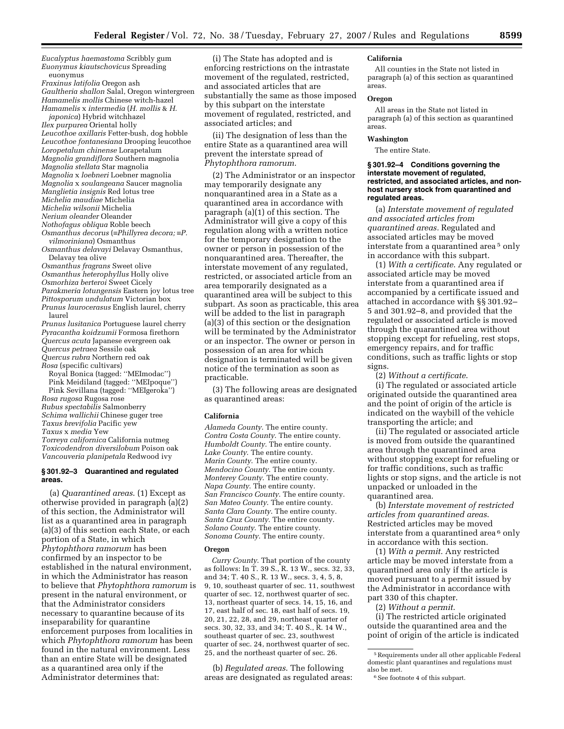*Eucalyptus haemastoma* Scribbly gum
*Euonymus kiautschovicus* Spreading euonymus
*Fraxinus latifolia* Oregon ash
*Gaultheria shallon* Salal, Oregon wintergreen
*Hamamelis mollis* Chinese witch-hazel
*Hamamelis* x *intermedia* (*H. mollis* & *H. japonica*) Hybrid witchhazel
*Ilex purpurea* Oriental holly
*Leucothoe axillaris* Fetter-bush, dog hobble
*Leucothoe fontanesiana* Drooping leucothoe
*Loropetalum chinense* Lorapetalum
*Magnolia grandiflora* Southern magnolia
*Magnolia stellata* Star magnolia
*Magnolia* x *loebneri* Loebner magnolia
*Magnolia* x *soulangeana* Saucer magnolia
*Manglietia insignis* Red lotus tree
*Michelia maudiae* Michelia
*Michelia wilsonii* Michelia
*Nerium oleander* Oleander
*Nothofagus obliqua* Roble beech
*Osmanthus decorus* (≡*Phillyrea decora;* ≡*P. vilmoriniana*) Osmanthus
*Osmanthus delavayi* Delavay Osmanthus, Delavay tea olive
*Osmanthus fragrans* Sweet olive
*Osmanthus heterophyllus* Holly olive
*Osmorhiza berteroi* Sweet Cicely
*Parakmeria lotungensis* Eastern joy lotus tree
*Pittosporum undulatum* Victorian box
*Prunus laurocerasus* English laurel, cherry laurel
*Prunus lusitanica* Portuguese laurel cherry
*Pyracantha koidzumii* Formosa firethorn
*Quercus acuta* Japanese evergreen oak
*Quercus petraea* Sessile oak
*Quercus rubra* Northern red oak
*Rosa* (specific cultivars)
Royal Bonica (tagged: ''MEImodac'')
Pink Meidiland (tagged: ''MEIpoque'')
Pink Sevillana (tagged: ''MEIgeroka'')
*Rosa rugosa* Rugosa rose
*Rubus spectabilis* Salmonberry
*Schima wallichii* Chinese guger tree
*Taxus brevifolia* Pacific yew
*Taxus* x *media* Yew
*Torreya californica* California nutmeg
*Toxicodendron diversilobum* Poison oak
*Vancouveria planipetala* Redwood ivy

### § 301.92–3 Quarantined and regulated areas.

(a) *Quarantined areas.* (1) Except as otherwise provided in paragraph (a)(2) of this section, the Administrator will list as a quarantined area in paragraph (a)(3) of this section each State, or each portion of a State, in which *Phytophthora ramorum* has been confirmed by an inspector to be established in the natural environment, in which the Administrator has reason to believe that *Phytophthora ramorum* is present in the natural environment, or that the Administrator considers necessary to quarantine because of its inseparability for quarantine enforcement purposes from localities in which *Phytophthora ramorum* has been found in the natural environment. Less than an entire State will be designated as a quarantined area only if the Administrator determines that:

(i) The State has adopted and is enforcing restrictions on the intrastate movement of the regulated, restricted, and associated articles that are substantially the same as those imposed by this subpart on the interstate movement of regulated, restricted, and associated articles; and

(ii) The designation of less than the entire State as a quarantined area will prevent the interstate spread of *Phytophthora ramorum*.

(2) The Administrator or an inspector may temporarily designate any nonquarantined area in a State as a quarantined area in accordance with paragraph (a)(1) of this section. The Administrator will give a copy of this regulation along with a written notice for the temporary designation to the owner or person in possession of the nonquarantined area. Thereafter, the interstate movement of any regulated, restricted, or associated article from an area temporarily designated as a quarantined area will be subject to this subpart. As soon as practicable, this area will be added to the list in paragraph (a)(3) of this section or the designation will be terminated by the Administrator or an inspector. The owner or person in possession of an area for which designation is terminated will be given notice of the termination as soon as practicable.

(3) The following areas are designated as quarantined areas:

**California**

*Alameda County.* The entire county.
*Contra Costa County.* The entire county.
*Humboldt County.* The entire county.
*Lake County.* The entire county.
*Marin County.* The entire county.
*Mendocino County.* The entire county.
*Monterey County.* The entire county.
*Napa County.* The entire county.
*San Francisco County.* The entire county.
*San Mateo County.* The entire county.
*Santa Clara County.* The entire county.
*Santa Cruz County.* The entire county.
*Solano County.* The entire county.
*Sonoma County.* The entire county.

**Oregon**

*Curry County.* That portion of the county as follows: In T. 39 S., R. 13 W., secs. 32, 33, and 34; T. 40 S., R. 13 W., secs. 3, 4, 5, 8, 9, 10, southeast quarter of sec. 11, southwest quarter of sec. 12, northwest quarter of sec. 13, northeast quarter of secs. 14, 15, 16, and 17, east half of sec. 18, east half of secs. 19, 20, 21, 22, 28, and 29, northeast quarter of secs. 30, 32, 33, and 34; T. 40 S., R. 14 W., southeast quarter of sec. 23, southwest quarter of sec. 24, northwest quarter of sec. 25, and the northeast quarter of sec. 26.

(b) *Regulated areas.* The following areas are designated as regulated areas:

**California**

All counties in the State not listed in paragraph (a) of this section as quarantined areas.

**Oregon**

All areas in the State not listed in paragraph (a) of this section as quarantined areas.

**Washington**

The entire State.

### § 301.92–4 Conditions governing the interstate movement of regulated, restricted, and associated articles, and non-host nursery stock from quarantined and regulated areas.

(a) *Interstate movement of regulated and associated articles from quarantined areas.* Regulated and associated articles may be moved interstate from a quarantined area [5] only in accordance with this subpart.

(1) *With a certificate.* Any regulated or associated article may be moved interstate from a quarantined area if accompanied by a certificate issued and attached in accordance with §§ 301.92–5 and 301.92–8, and provided that the regulated or associated article is moved through the quarantined area without stopping except for refueling, rest stops, emergency repairs, and for traffic conditions, such as traffic lights or stop signs.

(2) *Without a certificate.*

(i) The regulated or associated article originated outside the quarantined area and the point of origin of the article is indicated on the waybill of the vehicle transporting the article; and

(ii) The regulated or associated article is moved from outside the quarantined area through the quarantined area without stopping except for refueling or for traffic conditions, such as traffic lights or stop signs, and the article is not unpacked or unloaded in the quarantined area.

(b) *Interstate movement of restricted articles from quarantined areas.* Restricted articles may be moved interstate from a quarantined area [6] only in accordance with this section.

(1) *With a permit.* Any restricted article may be moved interstate from a quarantined area only if the article is moved pursuant to a permit issued by the Administrator in accordance with part 330 of this chapter.

(2) *Without a permit.*

(i) The restricted article originated outside the quarantined area and the point of origin of the article is indicated

[5] Requirements under all other applicable Federal domestic plant quarantines and regulations must also be met.

[6] See footnote 4 of this subpart.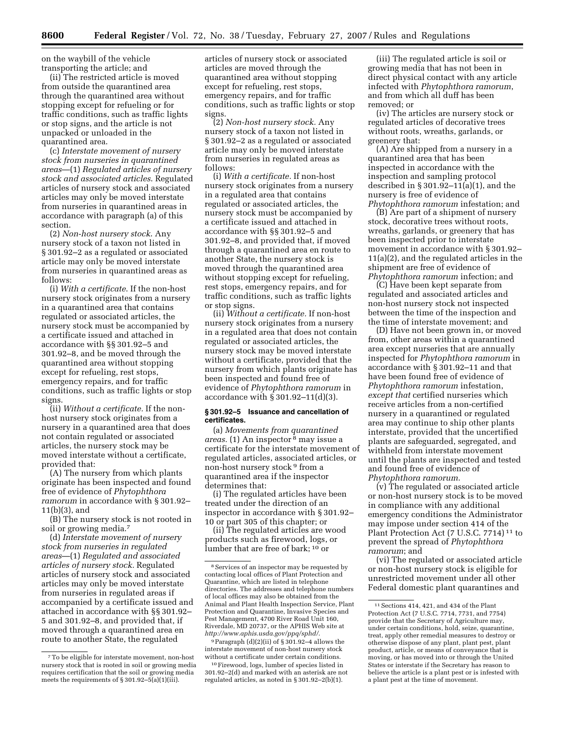on the waybill of the vehicle transporting the article; and

(ii) The restricted article is moved from outside the quarantined area through the quarantined area without stopping except for refueling or for traffic conditions, such as traffic lights or stop signs, and the article is not unpacked or unloaded in the quarantined area.

(c) *Interstate movement of nursery stock from nurseries in quarantined areas*—(1) *Regulated articles of nursery stock and associated articles*. Regulated articles of nursery stock and associated articles may only be moved interstate from nurseries in quarantined areas in accordance with paragraph (a) of this section.

(2) *Non-host nursery stock*. Any nursery stock of a taxon not listed in § 301.92–2 as a regulated or associated article may only be moved interstate from nurseries in quarantined areas as follows:

(i) *With a certificate*. If the non-host nursery stock originates from a nursery in a quarantined area that contains regulated or associated articles, the nursery stock must be accompanied by a certificate issued and attached in accordance with §§ 301.92–5 and 301.92–8, and be moved through the quarantined area without stopping except for refueling, rest stops, emergency repairs, and for traffic conditions, such as traffic lights or stop signs.

(ii) *Without a certificate.* If the non-host nursery stock originates from a nursery in a quarantined area that does not contain regulated or associated articles, the nursery stock may be moved interstate without a certificate, provided that:

(A) The nursery from which plants originate has been inspected and found free of evidence of *Phytophthora ramorum* in accordance with § 301.92–11(b)(3), and

(B) The nursery stock is not rooted in soil or growing media.[7]

(d) *Interstate movement of nursery stock from nurseries in regulated areas*—(1) *Regulated and associated articles of nursery stock.* Regulated articles of nursery stock and associated articles may only be moved interstate from nurseries in regulated areas if accompanied by a certificate issued and attached in accordance with §§ 301.92–5 and 301.92–8, and provided that, if moved through a quarantined area en route to another State, the regulated articles of nursery stock or associated articles are moved through the quarantined area without stopping except for refueling, rest stops, emergency repairs, and for traffic conditions, such as traffic lights or stop signs.

(2) *Non-host nursery stock.* Any nursery stock of a taxon not listed in § 301.92–2 as a regulated or associated article may only be moved interstate from nurseries in regulated areas as follows:

(i) *With a certificate.* If non-host nursery stock originates from a nursery in a regulated area that contains regulated or associated articles, the nursery stock must be accompanied by a certificate issued and attached in accordance with §§ 301.92–5 and 301.92–8, and provided that, if moved through a quarantined area en route to another State, the nursery stock is moved through the quarantined area without stopping except for refueling, rest stops, emergency repairs, and for traffic conditions, such as traffic lights or stop signs.

(ii) *Without a certificate.* If non-host nursery stock originates from a nursery in a regulated area that does not contain regulated or associated articles, the nursery stock may be moved interstate without a certificate, provided that the nursery from which plants originate has been inspected and found free of evidence of *Phytophthora ramorum* in accordance with § 301.92–11(d)(3).

### § 301.92–5 Issuance and cancellation of certificates.

(a) *Movements from quarantined areas.* (1) An inspector[8] may issue a certificate for the interstate movement of regulated articles, associated articles, or non-host nursery stock[9] from a quarantined area if the inspector determines that:

(i) The regulated articles have been treated under the direction of an inspector in accordance with § 301.92–10 or part 305 of this chapter; or

(ii) The regulated articles are wood products such as firewood, logs, or lumber that are free of bark;[10] or

(iii) The regulated article is soil or growing media that has not been in direct physical contact with any article infected with *Phytophthora ramorum*, and from which all duff has been removed; or

(iv) The articles are nursery stock or regulated articles of decorative trees without roots, wreaths, garlands, or greenery that:

(A) Are shipped from a nursery in a quarantined area that has been inspected in accordance with the inspection and sampling protocol described in § 301.92–11(a)(1), and the nursery is free of evidence of *Phytophthora ramorum* infestation; and

(B) Are part of a shipment of nursery stock, decorative trees without roots, wreaths, garlands, or greenery that has been inspected prior to interstate movement in accordance with § 301.92–11(a)(2), and the regulated articles in the shipment are free of evidence of *Phytophthora ramorum* infection; and

(C) Have been kept separate from regulated and associated articles and non-host nursery stock not inspected between the time of the inspection and the time of interstate movement; and

(D) Have not been grown in, or moved from, other areas within a quarantined area except nurseries that are annually inspected for *Phytophthora ramorum* in accordance with § 301.92–11 and that have been found free of evidence of *Phytophthora ramorum* infestation, *except that* certified nurseries which receive articles from a non-certified nursery in a quarantined or regulated area may continue to ship other plants interstate, provided that the uncertified plants are safeguarded, segregated, and withheld from interstate movement until the plants are inspected and tested and found free of evidence of *Phytophthora ramorum*.

(v) The regulated or associated article or non-host nursery stock is to be moved in compliance with any additional emergency conditions the Administrator may impose under section 414 of the Plant Protection Act (7 U.S.C. 7714)[11] to prevent the spread of *Phytophthora ramorum*; and

(vi) The regulated or associated article or non-host nursery stock is eligible for unrestricted movement under all other Federal domestic plant quarantines and

---

[7] To be eligible for interstate movement, non-host nursery stock that is rooted in soil or growing media requires certification that the soil or growing media meets the requirements of § 301.92–5(a)(1)(iii).

[8] Services of an inspector may be requested by contacting local offices of Plant Protection and Quarantine, which are listed in telephone directories. The addresses and telephone numbers of local offices may also be obtained from the Animal and Plant Health Inspection Service, Plant Protection and Quarantine, Invasive Species and Pest Management, 4700 River Road Unit 160, Riverdale, MD 20737, or the APHIS Web site at *http://www.aphis.usda.gov/ppq/sphd/*.

[9] Paragraph (d)(2)(ii) of § 301.92–4 allows the interstate movement of non-host nursery stock without a certificate under certain conditions.

[10] Firewood, logs, lumber of species listed in 301.92–2(d) and marked with an asterisk are not regulated articles, as noted in § 301.92–2(b)(1).

[11] Sections 414, 421, and 434 of the Plant Protection Act (7 U.S.C. 7714, 7731, and 7754) provide that the Secretary of Agriculture may, under certain conditions, hold, seize, quarantine, treat, apply other remedial measures to destroy or otherwise dispose of any plant, plant pest, plant product, article, or means of conveyance that is moving, or has moved into or through the United States or interstate if the Secretary has reason to believe the article is a plant pest or is infested with a plant pest at the time of movement.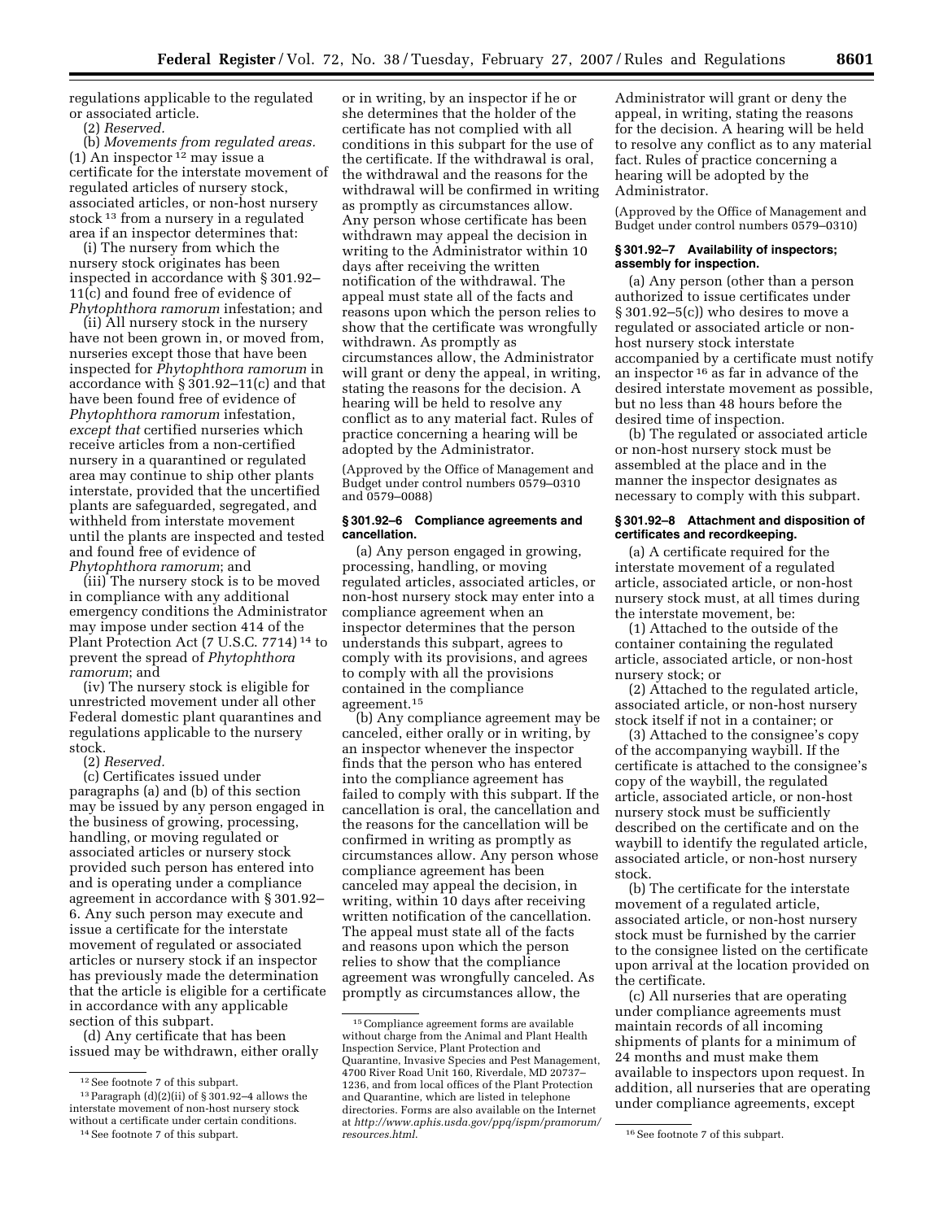regulations applicable to the regulated or associated article.

(2) *Reserved.*

(b) *Movements from regulated areas.* (1) An inspector [12] may issue a certificate for the interstate movement of regulated articles of nursery stock, associated articles, or non-host nursery stock [13] from a nursery in a regulated area if an inspector determines that:

(i) The nursery from which the nursery stock originates has been inspected in accordance with § 301.92–11(c) and found free of evidence of *Phytophthora ramorum* infestation; and

(ii) All nursery stock in the nursery have not been grown in, or moved from, nurseries except those that have been inspected for *Phytophthora ramorum* in accordance with § 301.92–11(c) and that have been found free of evidence of *Phytophthora ramorum* infestation, *except that* certified nurseries which receive articles from a non-certified nursery in a quarantined or regulated area may continue to ship other plants interstate, provided that the uncertified plants are safeguarded, segregated, and withheld from interstate movement until the plants are inspected and tested and found free of evidence of *Phytophthora ramorum*; and

(iii) The nursery stock is to be moved in compliance with any additional emergency conditions the Administrator may impose under section 414 of the Plant Protection Act (7 U.S.C. 7714) [14] to prevent the spread of *Phytophthora ramorum*; and

(iv) The nursery stock is eligible for unrestricted movement under all other Federal domestic plant quarantines and regulations applicable to the nursery stock.

(2) *Reserved.*

(c) Certificates issued under paragraphs (a) and (b) of this section may be issued by any person engaged in the business of growing, processing, handling, or moving regulated or associated articles or nursery stock provided such person has entered into and is operating under a compliance agreement in accordance with § 301.92–6. Any such person may execute and issue a certificate for the interstate movement of regulated or associated articles or nursery stock if an inspector has previously made the determination that the article is eligible for a certificate in accordance with any applicable section of this subpart.

(d) Any certificate that has been issued may be withdrawn, either orally or in writing, by an inspector if he or she determines that the holder of the certificate has not complied with all conditions in this subpart for the use of the certificate. If the withdrawal is oral, the withdrawal and the reasons for the withdrawal will be confirmed in writing as promptly as circumstances allow. Any person whose certificate has been withdrawn may appeal the decision in writing to the Administrator within 10 days after receiving the written notification of the withdrawal. The appeal must state all of the facts and reasons upon which the person relies to show that the certificate was wrongfully withdrawn. As promptly as circumstances allow, the Administrator will grant or deny the appeal, in writing, stating the reasons for the decision. A hearing will be held to resolve any conflict as to any material fact. Rules of practice concerning a hearing will be adopted by the Administrator.

(Approved by the Office of Management and Budget under control numbers 0579–0310 and 0579–0088)

### § 301.92–6 Compliance agreements and cancellation.

(a) Any person engaged in growing, processing, handling, or moving regulated articles, associated articles, or non-host nursery stock may enter into a compliance agreement when an inspector determines that the person understands this subpart, agrees to comply with its provisions, and agrees to comply with all the provisions contained in the compliance agreement.[15]

(b) Any compliance agreement may be canceled, either orally or in writing, by an inspector whenever the inspector finds that the person who has entered into the compliance agreement has failed to comply with this subpart. If the cancellation is oral, the cancellation and the reasons for the cancellation will be confirmed in writing as promptly as circumstances allow. Any person whose compliance agreement has been canceled may appeal the decision, in writing, within 10 days after receiving written notification of the cancellation. The appeal must state all of the facts and reasons upon which the person relies to show that the compliance agreement was wrongfully canceled. As promptly as circumstances allow, the Administrator will grant or deny the appeal, in writing, stating the reasons for the decision. A hearing will be held to resolve any conflict as to any material fact. Rules of practice concerning a hearing will be adopted by the Administrator.

(Approved by the Office of Management and Budget under control numbers 0579–0310)

### § 301.92–7 Availability of inspectors; assembly for inspection.

(a) Any person (other than a person authorized to issue certificates under § 301.92–5(c)) who desires to move a regulated or associated article or non-host nursery stock interstate accompanied by a certificate must notify an inspector [16] as far in advance of the desired interstate movement as possible, but no less than 48 hours before the desired time of inspection.

(b) The regulated or associated article or non-host nursery stock must be assembled at the place and in the manner the inspector designates as necessary to comply with this subpart.

### § 301.92–8 Attachment and disposition of certificates and recordkeeping.

(a) A certificate required for the interstate movement of a regulated article, associated article, or non-host nursery stock must, at all times during the interstate movement, be:

(1) Attached to the outside of the container containing the regulated article, associated article, or non-host nursery stock; or

(2) Attached to the regulated article, associated article, or non-host nursery stock itself if not in a container; or

(3) Attached to the consignee's copy of the accompanying waybill. If the certificate is attached to the consignee's copy of the waybill, the regulated article, associated article, or non-host nursery stock must be sufficiently described on the certificate and on the waybill to identify the regulated article, associated article, or non-host nursery stock.

(b) The certificate for the interstate movement of a regulated article, associated article, or non-host nursery stock must be furnished by the carrier to the consignee listed on the certificate upon arrival at the location provided on the certificate.

(c) All nurseries that are operating under compliance agreements must maintain records of all incoming shipments of plants for a minimum of 24 months and must make them available to inspectors upon request. In addition, all nurseries that are operating under compliance agreements, except

---

[12] See footnote 7 of this subpart.

[13] Paragraph (d)(2)(ii) of § 301.92–4 allows the interstate movement of non-host nursery stock without a certificate under certain conditions.

[14] See footnote 7 of this subpart.

[15] Compliance agreement forms are available without charge from the Animal and Plant Health Inspection Service, Plant Protection and Quarantine, Invasive Species and Pest Management, 4700 River Road Unit 160, Riverdale, MD 20737–1236, and from local offices of the Plant Protection and Quarantine, which are listed in telephone directories. Forms are also available on the Internet at *http://www.aphis.usda.gov/ppq/ispm/pramorum/resources.html.*

[16] See footnote 7 of this subpart.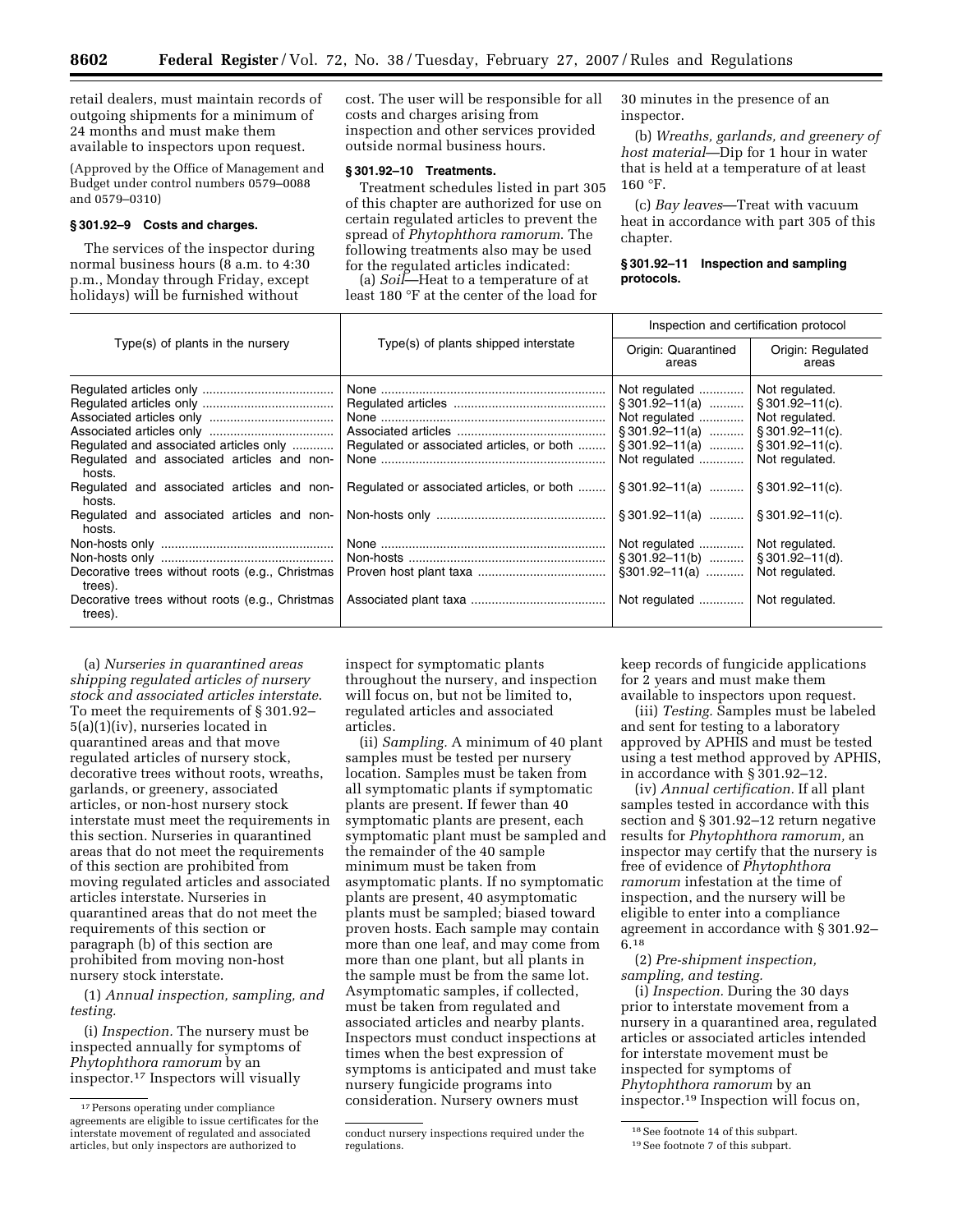retail dealers, must maintain records of outgoing shipments for a minimum of 24 months and must make them available to inspectors upon request.

(Approved by the Office of Management and Budget under control numbers 0579–0088 and 0579–0310)

### § 301.92–9 Costs and charges.

The services of the inspector during normal business hours (8 a.m. to 4:30 p.m., Monday through Friday, except holidays) will be furnished without cost. The user will be responsible for all costs and charges arising from inspection and other services provided outside normal business hours.

### § 301.92–10 Treatments.

Treatment schedules listed in part 305 of this chapter are authorized for use on certain regulated articles to prevent the spread of *Phytophthora ramorum*. The following treatments also may be used for the regulated articles indicated:

(a) *Soil*—Heat to a temperature of at least 180 °F at the center of the load for 30 minutes in the presence of an inspector.

(b) *Wreaths, garlands, and greenery of host material*—Dip for 1 hour in water that is held at a temperature of at least 160 °F.

(c) *Bay leaves*—Treat with vacuum heat in accordance with part 305 of this chapter.

### § 301.92–11 Inspection and sampling protocols.

| Type(s) of plants in the nursery | Type(s) of plants shipped interstate | Inspection and certification protocol | |
|---|---|---|---|
| | | Origin: Quarantined areas | Origin: Regulated areas |
| Regulated articles only | None | Not regulated | Not regulated. |
| Regulated articles only | Regulated articles | § 301.92–11(a) | § 301.92–11(c). |
| Associated articles only | None | Not regulated | Not regulated. |
| Associated articles only | Associated articles | § 301.92–11(a) | § 301.92–11(c). |
| Regulated and associated articles only | Regulated or associated articles, or both | § 301.92–11(a) | § 301.92–11(c). |
| Regulated and associated articles and non-hosts. | None | Not regulated | Not regulated. |
| Regulated and associated articles and non-hosts. | Regulated or associated articles, or both | § 301.92–11(a) | § 301.92–11(c). |
| Regulated and associated articles and non-hosts. | Non-hosts only | § 301.92–11(a) | § 301.92–11(c). |
| Non-hosts only | None | Not regulated | Not regulated. |
| Non-hosts only | Non-hosts | § 301.92–11(b) | § 301.92–11(d). |
| Decorative trees without roots (e.g., Christmas trees). | Proven host plant taxa | §301.92–11(a) | Not regulated. |
| Decorative trees without roots (e.g., Christmas trees). | Associated plant taxa | Not regulated | Not regulated. |

(a) *Nurseries in quarantined areas shipping regulated articles of nursery stock and associated articles interstate.* To meet the requirements of § 301.92–5(a)(1)(iv), nurseries located in quarantined areas and that move regulated articles of nursery stock, decorative trees without roots, wreaths, garlands, or greenery, associated articles, or non-host nursery stock interstate must meet the requirements in this section. Nurseries in quarantined areas that do not meet the requirements of this section are prohibited from moving regulated articles and associated articles interstate. Nurseries in quarantined areas that do not meet the requirements of this section or paragraph (b) of this section are prohibited from moving non-host nursery stock interstate.

(1) *Annual inspection, sampling, and testing.*

(i) *Inspection.* The nursery must be inspected annually for symptoms of *Phytophthora ramorum* by an inspector.[17] Inspectors will visually inspect for symptomatic plants throughout the nursery, and inspection will focus on, but not be limited to, regulated articles and associated articles.

(ii) *Sampling.* A minimum of 40 plant samples must be tested per nursery location. Samples must be taken from all symptomatic plants if symptomatic plants are present. If fewer than 40 symptomatic plants are present, each symptomatic plant must be sampled and the remainder of the 40 sample minimum must be taken from asymptomatic plants. If no symptomatic plants are present, 40 asymptomatic plants must be sampled; biased toward proven hosts. Each sample may contain more than one leaf, and may come from more than one plant, but all plants in the sample must be from the same lot. Asymptomatic samples, if collected, must be taken from regulated and associated articles and nearby plants. Inspectors must conduct inspections at times when the best expression of symptoms is anticipated and must take nursery fungicide programs into consideration. Nursery owners must keep records of fungicide applications for 2 years and must make them available to inspectors upon request.

(iii) *Testing.* Samples must be labeled and sent for testing to a laboratory approved by APHIS and must be tested using a test method approved by APHIS, in accordance with § 301.92–12.

(iv) *Annual certification.* If all plant samples tested in accordance with this section and § 301.92–12 return negative results for *Phytophthora ramorum,* an inspector may certify that the nursery is free of evidence of *Phytophthora ramorum* infestation at the time of inspection, and the nursery will be eligible to enter into a compliance agreement in accordance with § 301.92–6.[18]

(2) *Pre-shipment inspection, sampling, and testing.*

(i) *Inspection.* During the 30 days prior to interstate movement from a nursery in a quarantined area, regulated articles or associated articles intended for interstate movement must be inspected for symptoms of *Phytophthora ramorum* by an inspector.[19] Inspection will focus on,

---

[17] Persons operating under compliance agreements are eligible to issue certificates for the interstate movement of regulated and associated articles, but only inspectors are authorized to conduct nursery inspections required under the regulations.

[18] See footnote 14 of this subpart.

[19] See footnote 7 of this subpart.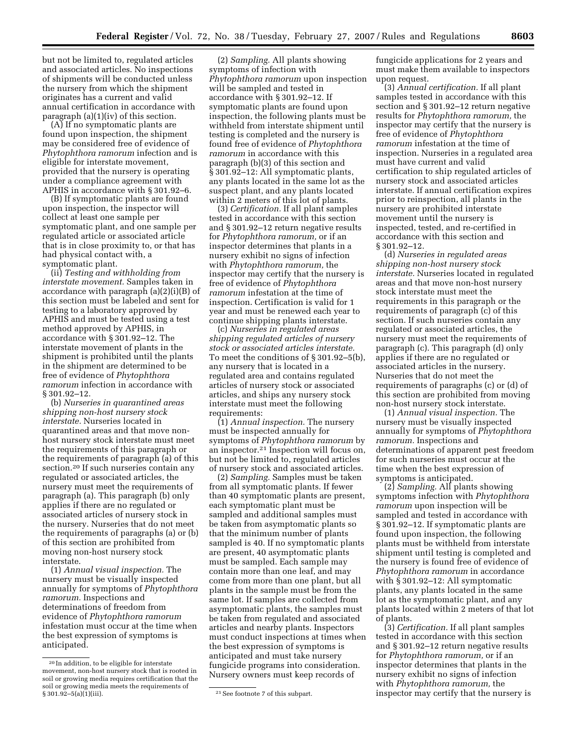but not be limited to, regulated articles and associated articles. No inspections of shipments will be conducted unless the nursery from which the shipment originates has a current and valid annual certification in accordance with paragraph (a)(1)(iv) of this section.

(A) If no symptomatic plants are found upon inspection, the shipment may be considered free of evidence of *Phytophthora ramorum* infection and is eligible for interstate movement, provided that the nursery is operating under a compliance agreement with APHIS in accordance with § 301.92–6.

(B) If symptomatic plants are found upon inspection, the inspector will collect at least one sample per symptomatic plant, and one sample per regulated article or associated article that is in close proximity to, or that has had physical contact with, a symptomatic plant.

(ii) *Testing and withholding from interstate movement.* Samples taken in accordance with paragraph (a)(2)(i)(B) of this section must be labeled and sent for testing to a laboratory approved by APHIS and must be tested using a test method approved by APHIS, in accordance with § 301.92–12. The interstate movement of plants in the shipment is prohibited until the plants in the shipment are determined to be free of evidence of *Phytophthora ramorum* infection in accordance with § 301.92–12.

(b) *Nurseries in quarantined areas shipping non-host nursery stock interstate.* Nurseries located in quarantined areas and that move non-host nursery stock interstate must meet the requirements of this paragraph or the requirements of paragraph (a) of this section.[20] If such nurseries contain any regulated or associated articles, the nursery must meet the requirements of paragraph (a). This paragraph (b) only applies if there are no regulated or associated articles of nursery stock in the nursery. Nurseries that do not meet the requirements of paragraphs (a) or (b) of this section are prohibited from moving non-host nursery stock interstate.

(1) *Annual visual inspection.* The nursery must be visually inspected annually for symptoms of *Phytophthora ramorum.* Inspections and determinations of freedom from evidence of *Phytophthora ramorum* infestation must occur at the time when the best expression of symptoms is anticipated.

(2) *Sampling.* All plants showing symptoms of infection with *Phytophthora ramorum* upon inspection will be sampled and tested in accordance with § 301.92–12. If symptomatic plants are found upon inspection, the following plants must be withheld from interstate shipment until testing is completed and the nursery is found free of evidence of *Phytophthora ramorum* in accordance with this paragraph (b)(3) of this section and § 301.92–12: All symptomatic plants, any plants located in the same lot as the suspect plant, and any plants located within 2 meters of this lot of plants.

(3) *Certification.* If all plant samples tested in accordance with this section and § 301.92–12 return negative results for *Phytophthora ramorum,* or if an inspector determines that plants in a nursery exhibit no signs of infection with *Phytophthora ramorum,* the inspector may certify that the nursery is free of evidence of *Phytophthora ramorum* infestation at the time of inspection. Certification is valid for 1 year and must be renewed each year to continue shipping plants interstate.

(c) *Nurseries in regulated areas shipping regulated articles of nursery stock or associated articles interstate.* To meet the conditions of § 301.92–5(b), any nursery that is located in a regulated area and contains regulated articles of nursery stock or associated articles, and ships any nursery stock interstate must meet the following requirements:

(1) *Annual inspection.* The nursery must be inspected annually for symptoms of *Phytophthora ramorum* by an inspector.[21] Inspection will focus on, but not be limited to, regulated articles of nursery stock and associated articles.

(2) *Sampling.* Samples must be taken from all symptomatic plants. If fewer than 40 symptomatic plants are present, each symptomatic plant must be sampled and additional samples must be taken from asymptomatic plants so that the minimum number of plants sampled is 40. If no symptomatic plants are present, 40 asymptomatic plants must be sampled. Each sample may contain more than one leaf, and may come from more than one plant, but all plants in the sample must be from the same lot. If samples are collected from asymptomatic plants, the samples must be taken from regulated and associated articles and nearby plants. Inspectors must conduct inspections at times when the best expression of symptoms is anticipated and must take nursery fungicide programs into consideration. Nursery owners must keep records of fungicide applications for 2 years and must make them available to inspectors upon request.

(3) *Annual certification.* If all plant samples tested in accordance with this section and § 301.92–12 return negative results for *Phytophthora ramorum,* the inspector may certify that the nursery is free of evidence of *Phytophthora ramorum* infestation at the time of inspection. Nurseries in a regulated area must have current and valid certification to ship regulated articles of nursery stock and associated articles interstate. If annual certification expires prior to reinspection, all plants in the nursery are prohibited interstate movement until the nursery is inspected, tested, and re-certified in accordance with this section and § 301.92–12.

(d) *Nurseries in regulated areas shipping non-host nursery stock interstate.* Nurseries located in regulated areas and that move non-host nursery stock interstate must meet the requirements in this paragraph or the requirements of paragraph (c) of this section. If such nurseries contain any regulated or associated articles, the nursery must meet the requirements of paragraph (c). This paragraph (d) only applies if there are no regulated or associated articles in the nursery. Nurseries that do not meet the requirements of paragraphs (c) or (d) of this section are prohibited from moving non-host nursery stock interstate.

(1) *Annual visual inspection.* The nursery must be visually inspected annually for symptoms of *Phytophthora ramorum.* Inspections and determinations of apparent pest freedom for such nurseries must occur at the time when the best expression of symptoms is anticipated.

(2) *Sampling.* All plants showing symptoms infection with *Phytophthora ramorum* upon inspection will be sampled and tested in accordance with § 301.92–12. If symptomatic plants are found upon inspection, the following plants must be withheld from interstate shipment until testing is completed and the nursery is found free of evidence of *Phytophthora ramorum* in accordance with § 301.92–12: All symptomatic plants, any plants located in the same lot as the symptomatic plant, and any plants located within 2 meters of that lot of plants.

(3) *Certification.* If all plant samples tested in accordance with this section and § 301.92–12 return negative results for *Phytophthora ramorum,* or if an inspector determines that plants in the nursery exhibit no signs of infection with *Phytophthora ramorum,* the inspector may certify that the nursery is

[20] In addition, to be eligible for interstate movement, non-host nursery stock that is rooted in soil or growing media requires certification that the soil or growing media meets the requirements of § 301.92–5(a)(1)(iii).

[21] See footnote 7 of this subpart.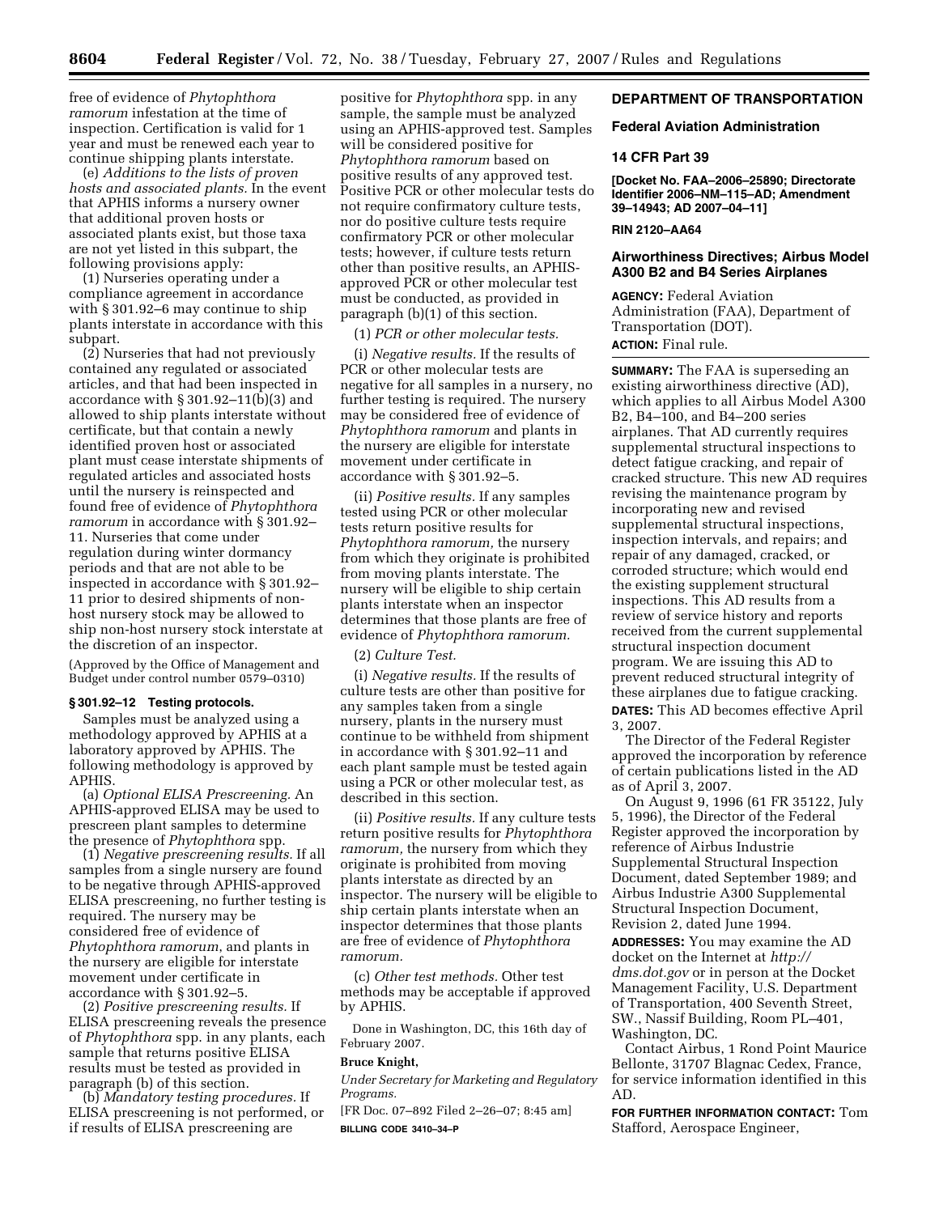free of evidence of *Phytophthora ramorum* infestation at the time of inspection. Certification is valid for 1 year and must be renewed each year to continue shipping plants interstate.

(e) *Additions to the lists of proven hosts and associated plants.* In the event that APHIS informs a nursery owner that additional proven hosts or associated plants exist, but those taxa are not yet listed in this subpart, the following provisions apply:

(1) Nurseries operating under a compliance agreement in accordance with § 301.92–6 may continue to ship plants interstate in accordance with this subpart.

(2) Nurseries that had not previously contained any regulated or associated articles, and that had been inspected in accordance with § 301.92–11(b)(3) and allowed to ship plants interstate without certificate, but that contain a newly identified proven host or associated plant must cease interstate shipments of regulated articles and associated hosts until the nursery is reinspected and found free of evidence of *Phytophthora ramorum* in accordance with § 301.92–11. Nurseries that come under regulation during winter dormancy periods and that are not able to be inspected in accordance with § 301.92–11 prior to desired shipments of non-host nursery stock may be allowed to ship non-host nursery stock interstate at the discretion of an inspector.

(Approved by the Office of Management and Budget under control number 0579–0310)

### § 301.92–12 Testing protocols.

Samples must be analyzed using a methodology approved by APHIS at a laboratory approved by APHIS. The following methodology is approved by APHIS.

(a) *Optional ELISA Prescreening.* An APHIS-approved ELISA may be used to prescreen plant samples to determine the presence of *Phytophthora* spp.

(1) *Negative prescreening results.* If all samples from a single nursery are found to be negative through APHIS-approved ELISA prescreening, no further testing is required. The nursery may be considered free of evidence of *Phytophthora ramorum*, and plants in the nursery are eligible for interstate movement under certificate in accordance with § 301.92–5.

(2) *Positive prescreening results.* If ELISA prescreening reveals the presence of *Phytophthora* spp. in any plants, each sample that returns positive ELISA results must be tested as provided in paragraph (b) of this section.

(b) *Mandatory testing procedures.* If ELISA prescreening is not performed, or if results of ELISA prescreening are positive for *Phytophthora* spp. in any sample, the sample must be analyzed using an APHIS-approved test. Samples will be considered positive for *Phytophthora ramorum* based on positive results of any approved test. Positive PCR or other molecular tests do not require confirmatory culture tests, nor do positive culture tests require confirmatory PCR or other molecular tests; however, if culture tests return other than positive results, an APHIS-approved PCR or other molecular test must be conducted, as provided in paragraph (b)(1) of this section.

(1) *PCR or other molecular tests.*

(i) *Negative results.* If the results of PCR or other molecular tests are negative for all samples in a nursery, no further testing is required. The nursery may be considered free of evidence of *Phytophthora ramorum* and plants in the nursery are eligible for interstate movement under certificate in accordance with § 301.92–5.

(ii) *Positive results.* If any samples tested using PCR or other molecular tests return positive results for *Phytophthora ramorum,* the nursery from which they originate is prohibited from moving plants interstate. The nursery will be eligible to ship certain plants interstate when an inspector determines that those plants are free of evidence of *Phytophthora ramorum.*

(2) *Culture Test.*

(i) *Negative results.* If the results of culture tests are other than positive for any samples taken from a single nursery, plants in the nursery must continue to be withheld from shipment in accordance with § 301.92–11 and each plant sample must be tested again using a PCR or other molecular test, as described in this section.

(ii) *Positive results.* If any culture tests return positive results for *Phytophthora ramorum,* the nursery from which they originate is prohibited from moving plants interstate as directed by an inspector. The nursery will be eligible to ship certain plants interstate when an inspector determines that those plants are free of evidence of *Phytophthora ramorum.*

(c) *Other test methods.* Other test methods may be acceptable if approved by APHIS.

Done in Washington, DC, this 16th day of February 2007.

**Bruce Knight,**

*Under Secretary for Marketing and Regulatory Programs.*

[FR Doc. 07–892 Filed 2–26–07; 8:45 am]

**BILLING CODE 3410–34–P**

## DEPARTMENT OF TRANSPORTATION

### Federal Aviation Administration

### 14 CFR Part 39

**[Docket No. FAA–2006–25890; Directorate Identifier 2006–NM–115–AD; Amendment 39–14943; AD 2007–04–11]**

**RIN 2120–AA64**

## Airworthiness Directives; Airbus Model A300 B2 and B4 Series Airplanes

**AGENCY:** Federal Aviation Administration (FAA), Department of Transportation (DOT).

**ACTION:** Final rule.

**SUMMARY:** The FAA is superseding an existing airworthiness directive (AD), which applies to all Airbus Model A300 B2, B4–100, and B4–200 series airplanes. That AD currently requires supplemental structural inspections to detect fatigue cracking, and repair of cracked structure. This new AD requires revising the maintenance program by incorporating new and revised supplemental structural inspections, inspection intervals, and repairs; and repair of any damaged, cracked, or corroded structure; which would end the existing supplement structural inspections. This AD results from a review of service history and reports received from the current supplemental structural inspection document program. We are issuing this AD to prevent reduced structural integrity of these airplanes due to fatigue cracking.

**DATES:** This AD becomes effective April 3, 2007.

The Director of the Federal Register approved the incorporation by reference of certain publications listed in the AD as of April 3, 2007.

On August 9, 1996 (61 FR 35122, July 5, 1996), the Director of the Federal Register approved the incorporation by reference of Airbus Industrie Supplemental Structural Inspection Document, dated September 1989; and Airbus Industrie A300 Supplemental Structural Inspection Document, Revision 2, dated June 1994.

**ADDRESSES:** You may examine the AD docket on the Internet at *http://dms.dot.gov* or in person at the Docket Management Facility, U.S. Department of Transportation, 400 Seventh Street, SW., Nassif Building, Room PL–401, Washington, DC.

Contact Airbus, 1 Rond Point Maurice Bellonte, 31707 Blagnac Cedex, France, for service information identified in this AD.

**FOR FURTHER INFORMATION CONTACT:** Tom Stafford, Aerospace Engineer,